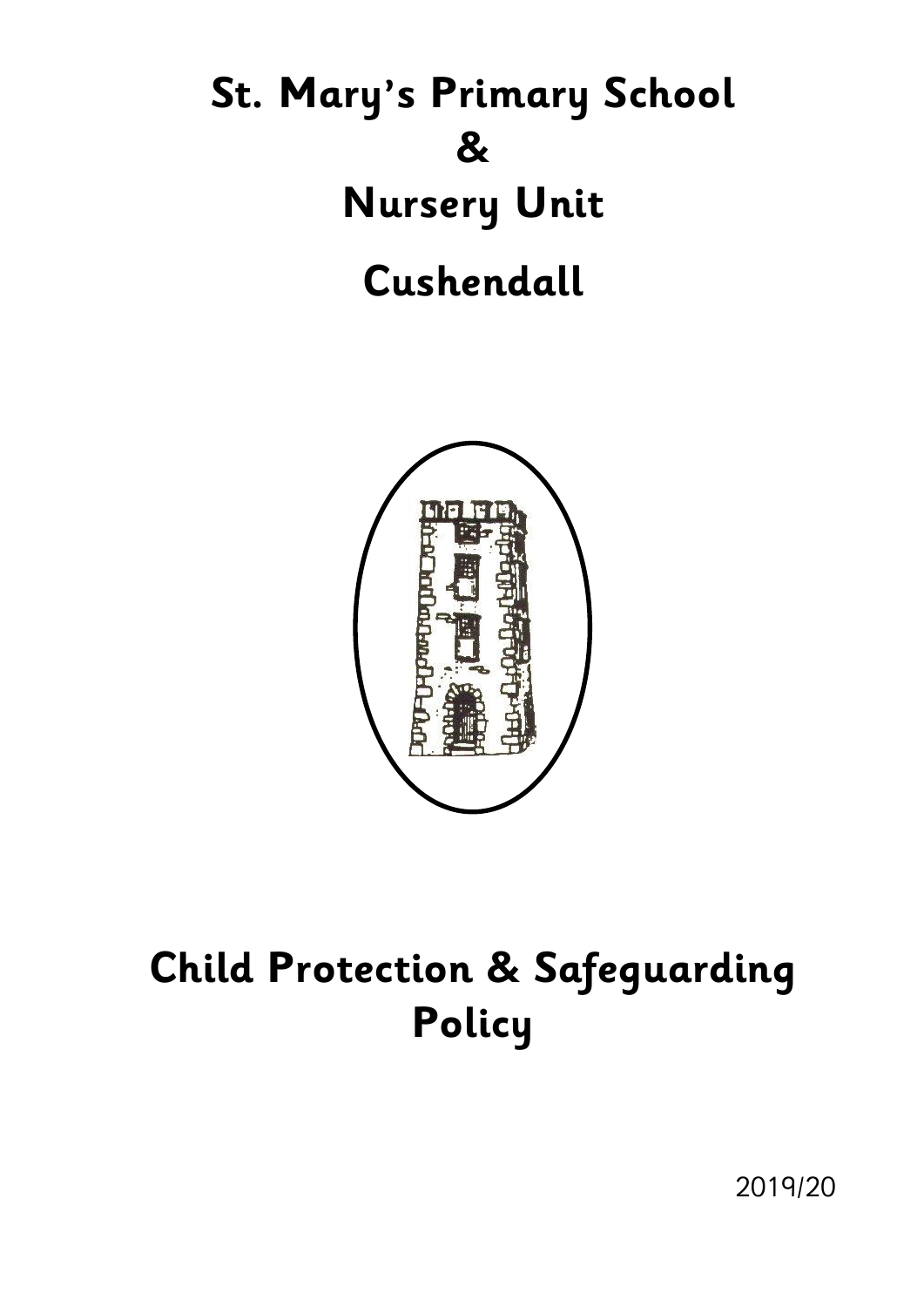# St. Mary's Primary School

# &

# Nursery Unit

# Cushendall

# Child Protection & Safeguarding Policy

2019/20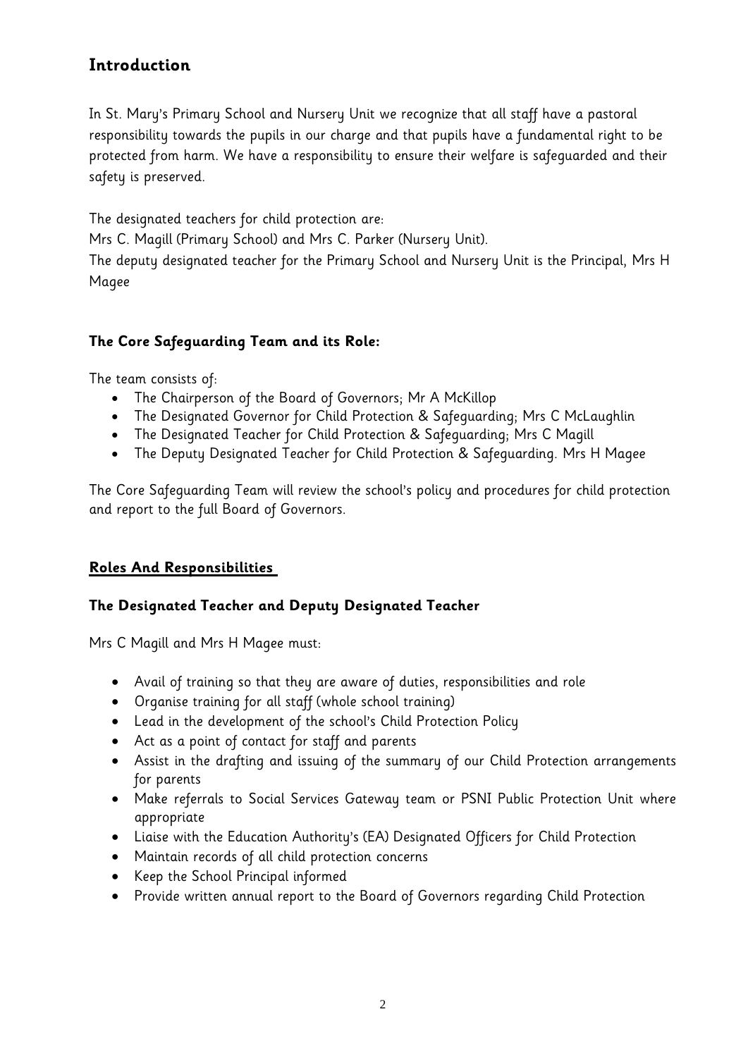## Introduction

In St. Mary's Primary School and Nursery Unit we recognize that all staff have a pastoral responsibility towards the pupils in our charge and that pupils have a fundamental right to be protected from harm. We have a responsibility to ensure their welfare is safeguarded and their safety is preserved.

The designated teachers for child protection are:
Mrs C. Magill (Primary School) and Mrs C. Parker (Nursery Unit).
The deputy designated teacher for the Primary School and Nursery Unit is the Principal, Mrs H Magee

### The Core Safeguarding Team and its Role:

The team consists of:

- The Chairperson of the Board of Governors; Mr A McKillop
- The Designated Governor for Child Protection & Safeguarding; Mrs C McLaughlin
- The Designated Teacher for Child Protection & Safeguarding; Mrs C Magill
- The Deputy Designated Teacher for Child Protection & Safeguarding. Mrs H Magee

The Core Safeguarding Team will review the school's policy and procedures for child protection and report to the full Board of Governors.

## Roles And Responsibilities

### The Designated Teacher and Deputy Designated Teacher

Mrs C Magill and Mrs H Magee must:

- Avail of training so that they are aware of duties, responsibilities and role
- Organise training for all staff (whole school training)
- Lead in the development of the school's Child Protection Policy
- Act as a point of contact for staff and parents
- Assist in the drafting and issuing of the summary of our Child Protection arrangements for parents
- Make referrals to Social Services Gateway team or PSNI Public Protection Unit where appropriate
- Liaise with the Education Authority's (EA) Designated Officers for Child Protection
- Maintain records of all child protection concerns
- Keep the School Principal informed
- Provide written annual report to the Board of Governors regarding Child Protection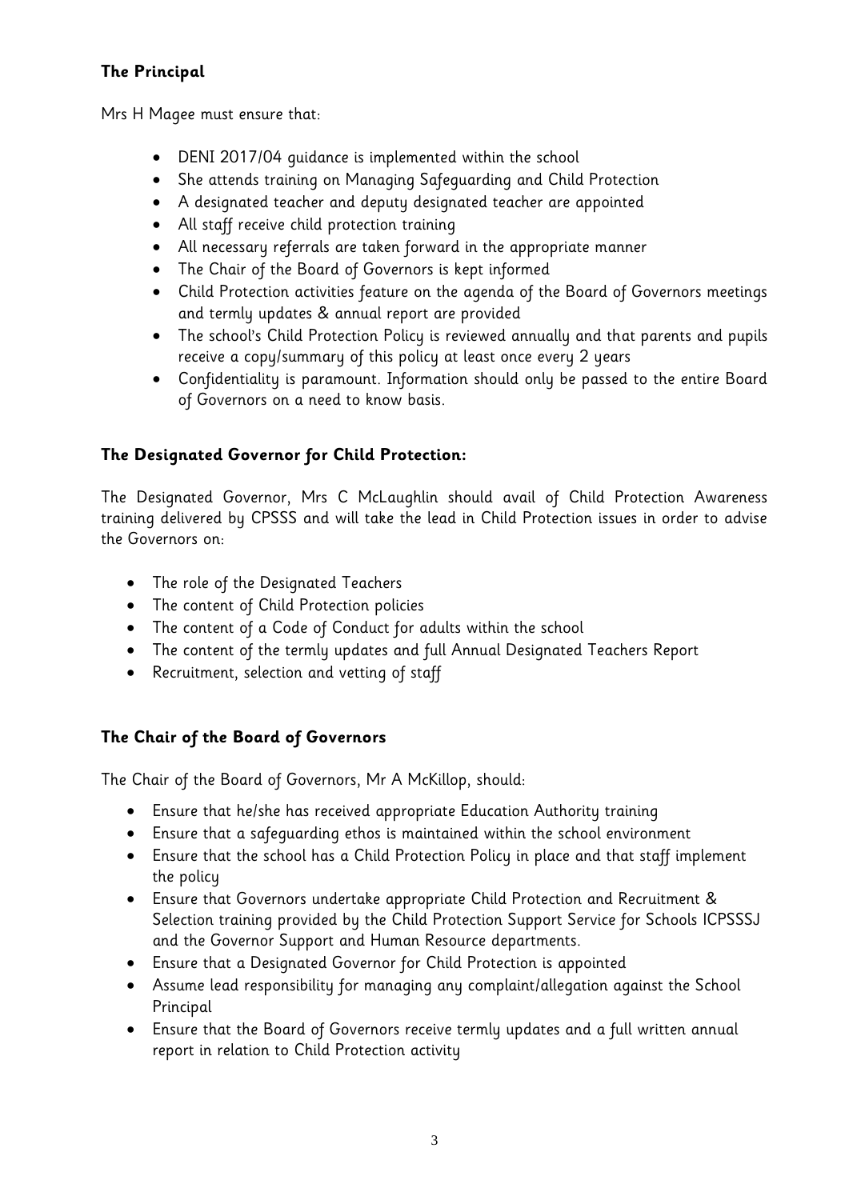### The Principal

Mrs H Magee must ensure that:

- DENI 2017/04 guidance is implemented within the school
- She attends training on Managing Safeguarding and Child Protection
- A designated teacher and deputy designated teacher are appointed
- All staff receive child protection training
- All necessary referrals are taken forward in the appropriate manner
- The Chair of the Board of Governors is kept informed
- Child Protection activities feature on the agenda of the Board of Governors meetings and termly updates & annual report are provided
- The school's Child Protection Policy is reviewed annually and that parents and pupils receive a copy/summary of this policy at least once every 2 years
- Confidentiality is paramount. Information should only be passed to the entire Board of Governors on a need to know basis.

### The Designated Governor for Child Protection:

The Designated Governor, Mrs C McLaughlin should avail of Child Protection Awareness training delivered by CPSSS and will take the lead in Child Protection issues in order to advise the Governors on:

- The role of the Designated Teachers
- The content of Child Protection policies
- The content of a Code of Conduct for adults within the school
- The content of the termly updates and full Annual Designated Teachers Report
- Recruitment, selection and vetting of staff

### The Chair of the Board of Governors

The Chair of the Board of Governors, Mr A McKillop, should:

- Ensure that he/she has received appropriate Education Authority training
- Ensure that a safeguarding ethos is maintained within the school environment
- Ensure that the school has a Child Protection Policy in place and that staff implement the policy
- Ensure that Governors undertake appropriate Child Protection and Recruitment & Selection training provided by the Child Protection Support Service for Schools ICPSSSJ and the Governor Support and Human Resource departments.
- Ensure that a Designated Governor for Child Protection is appointed
- Assume lead responsibility for managing any complaint/allegation against the School Principal
- Ensure that the Board of Governors receive termly updates and a full written annual report in relation to Child Protection activity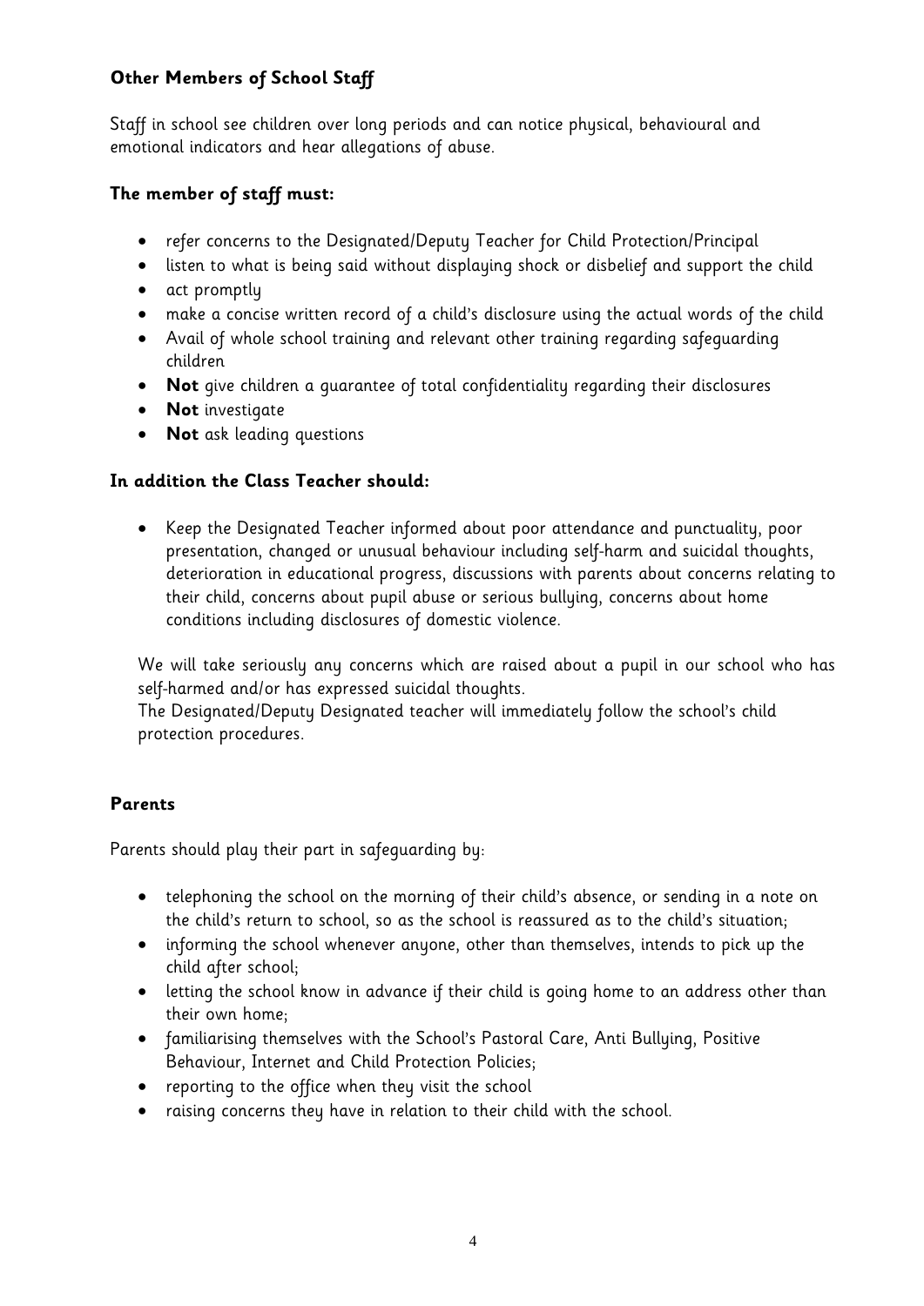### Other Members of School Staff

Staff in school see children over long periods and can notice physical, behavioural and emotional indicators and hear allegations of abuse.

### The member of staff must:

- refer concerns to the Designated/Deputy Teacher for Child Protection/Principal
- listen to what is being said without displaying shock or disbelief and support the child
- act promptly
- make a concise written record of a child's disclosure using the actual words of the child
- Avail of whole school training and relevant other training regarding safeguarding children
- **Not** give children a guarantee of total confidentiality regarding their disclosures
- **Not** investigate
- **Not** ask leading questions

### In addition the Class Teacher should:

- Keep the Designated Teacher informed about poor attendance and punctuality, poor presentation, changed or unusual behaviour including self-harm and suicidal thoughts, deterioration in educational progress, discussions with parents about concerns relating to their child, concerns about pupil abuse or serious bullying, concerns about home conditions including disclosures of domestic violence.

We will take seriously any concerns which are raised about a pupil in our school who has self-harmed and/or has expressed suicidal thoughts.
The Designated/Deputy Designated teacher will immediately follow the school's child protection procedures.

### Parents

Parents should play their part in safeguarding by:

- telephoning the school on the morning of their child's absence, or sending in a note on the child's return to school, so as the school is reassured as to the child's situation;
- informing the school whenever anyone, other than themselves, intends to pick up the child after school;
- letting the school know in advance if their child is going home to an address other than their own home;
- familiarising themselves with the School's Pastoral Care, Anti Bullying, Positive Behaviour, Internet and Child Protection Policies;
- reporting to the office when they visit the school
- raising concerns they have in relation to their child with the school.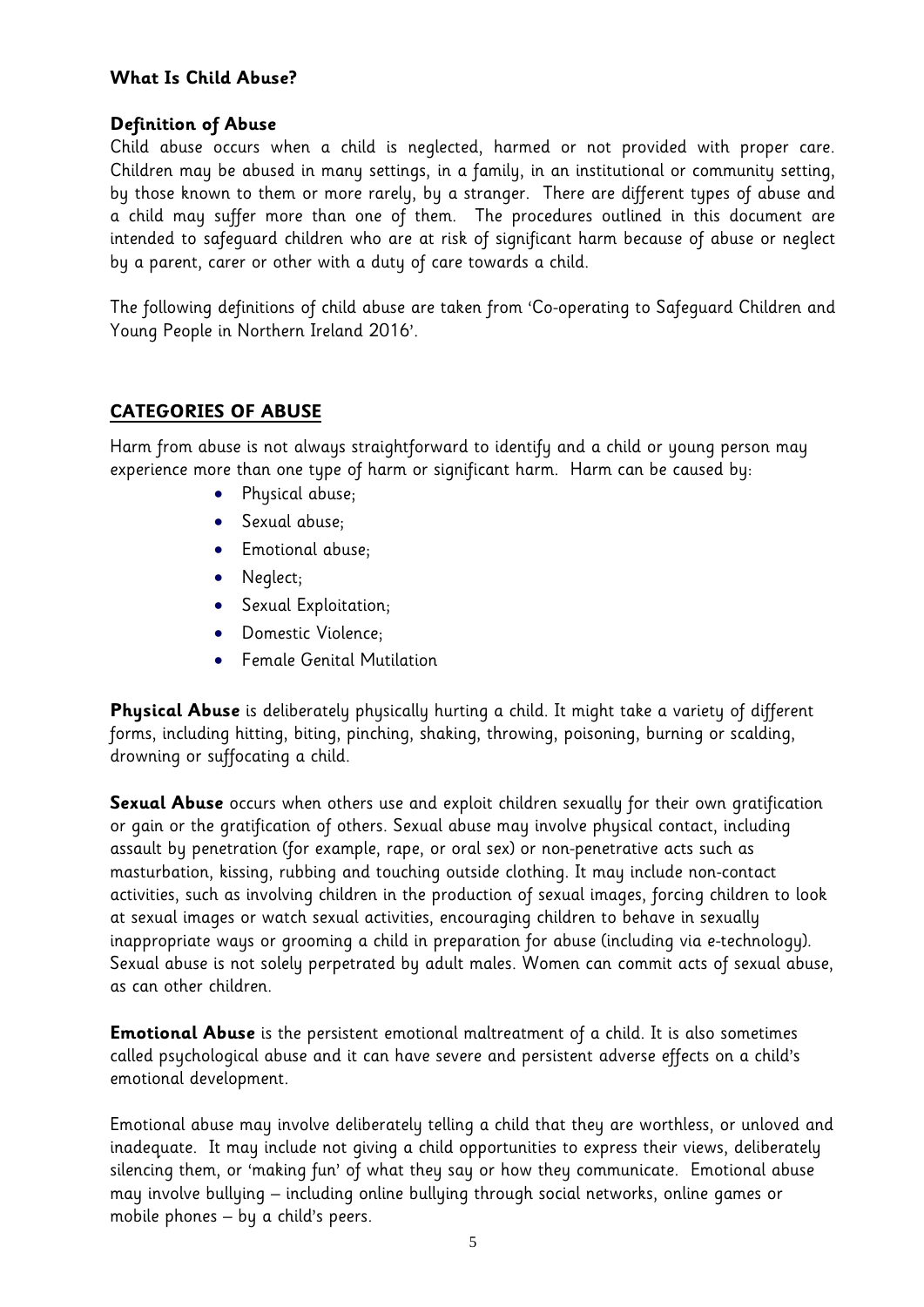## What Is Child Abuse?

### Definition of Abuse

Child abuse occurs when a child is neglected, harmed or not provided with proper care. Children may be abused in many settings, in a family, in an institutional or community setting, by those known to them or more rarely, by a stranger. There are different types of abuse and a child may suffer more than one of them. The procedures outlined in this document are intended to safeguard children who are at risk of significant harm because of abuse or neglect by a parent, carer or other with a duty of care towards a child.

The following definitions of child abuse are taken from 'Co-operating to Safeguard Children and Young People in Northern Ireland 2016'.

## CATEGORIES OF ABUSE

Harm from abuse is not always straightforward to identify and a child or young person may experience more than one type of harm or significant harm. Harm can be caused by:

- Physical abuse;
- Sexual abuse;
- Emotional abuse;
- Neglect;
- Sexual Exploitation;
- Domestic Violence;
- Female Genital Mutilation

**Physical Abuse** is deliberately physically hurting a child. It might take a variety of different forms, including hitting, biting, pinching, shaking, throwing, poisoning, burning or scalding, drowning or suffocating a child.

**Sexual Abuse** occurs when others use and exploit children sexually for their own gratification or gain or the gratification of others. Sexual abuse may involve physical contact, including assault by penetration (for example, rape, or oral sex) or non-penetrative acts such as masturbation, kissing, rubbing and touching outside clothing. It may include non-contact activities, such as involving children in the production of sexual images, forcing children to look at sexual images or watch sexual activities, encouraging children to behave in sexually inappropriate ways or grooming a child in preparation for abuse (including via e-technology). Sexual abuse is not solely perpetrated by adult males. Women can commit acts of sexual abuse, as can other children.

**Emotional Abuse** is the persistent emotional maltreatment of a child. It is also sometimes called psychological abuse and it can have severe and persistent adverse effects on a child's emotional development.

Emotional abuse may involve deliberately telling a child that they are worthless, or unloved and inadequate. It may include not giving a child opportunities to express their views, deliberately silencing them, or 'making fun' of what they say or how they communicate. Emotional abuse may involve bullying – including online bullying through social networks, online games or mobile phones – by a child's peers.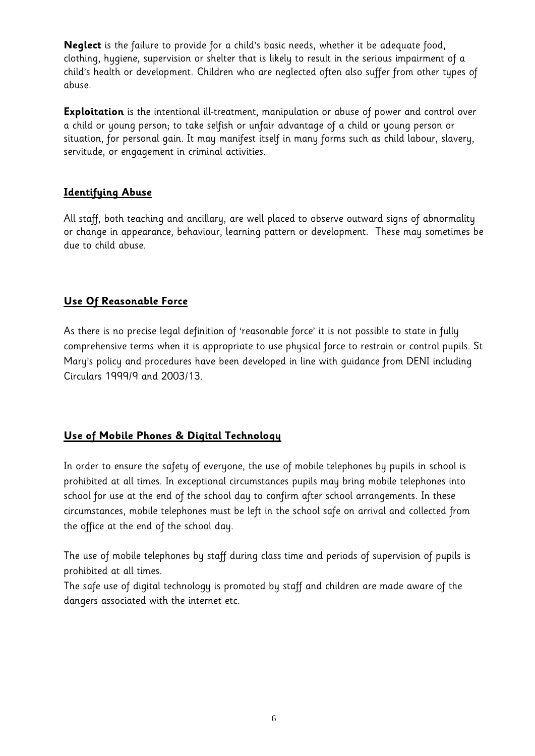**Neglect** is the failure to provide for a child's basic needs, whether it be adequate food, clothing, hygiene, supervision or shelter that is likely to result in the serious impairment of a child's health or development. Children who are neglected often also suffer from other types of abuse.

**Exploitation** is the intentional ill-treatment, manipulation or abuse of power and control over a child or young person; to take selfish or unfair advantage of a child or young person or situation, for personal gain. It may manifest itself in many forms such as child labour, slavery, servitude, or engagement in criminal activities.

## Identifying Abuse

All staff, both teaching and ancillary, are well placed to observe outward signs of abnormality or change in appearance, behaviour, learning pattern or development. These may sometimes be due to child abuse.

## Use Of Reasonable Force

As there is no precise legal definition of 'reasonable force' it is not possible to state in fully comprehensive terms when it is appropriate to use physical force to restrain or control pupils. St Mary's policy and procedures have been developed in line with guidance from DENI including Circulars 1999/9 and 2003/13.

## Use of Mobile Phones & Digital Technology

In order to ensure the safety of everyone, the use of mobile telephones by pupils in school is prohibited at all times. In exceptional circumstances pupils may bring mobile telephones into school for use at the end of the school day to confirm after school arrangements. In these circumstances, mobile telephones must be left in the school safe on arrival and collected from the office at the end of the school day.

The use of mobile telephones by staff during class time and periods of supervision of pupils is prohibited at all times.

The safe use of digital technology is promoted by staff and children are made aware of the dangers associated with the internet etc.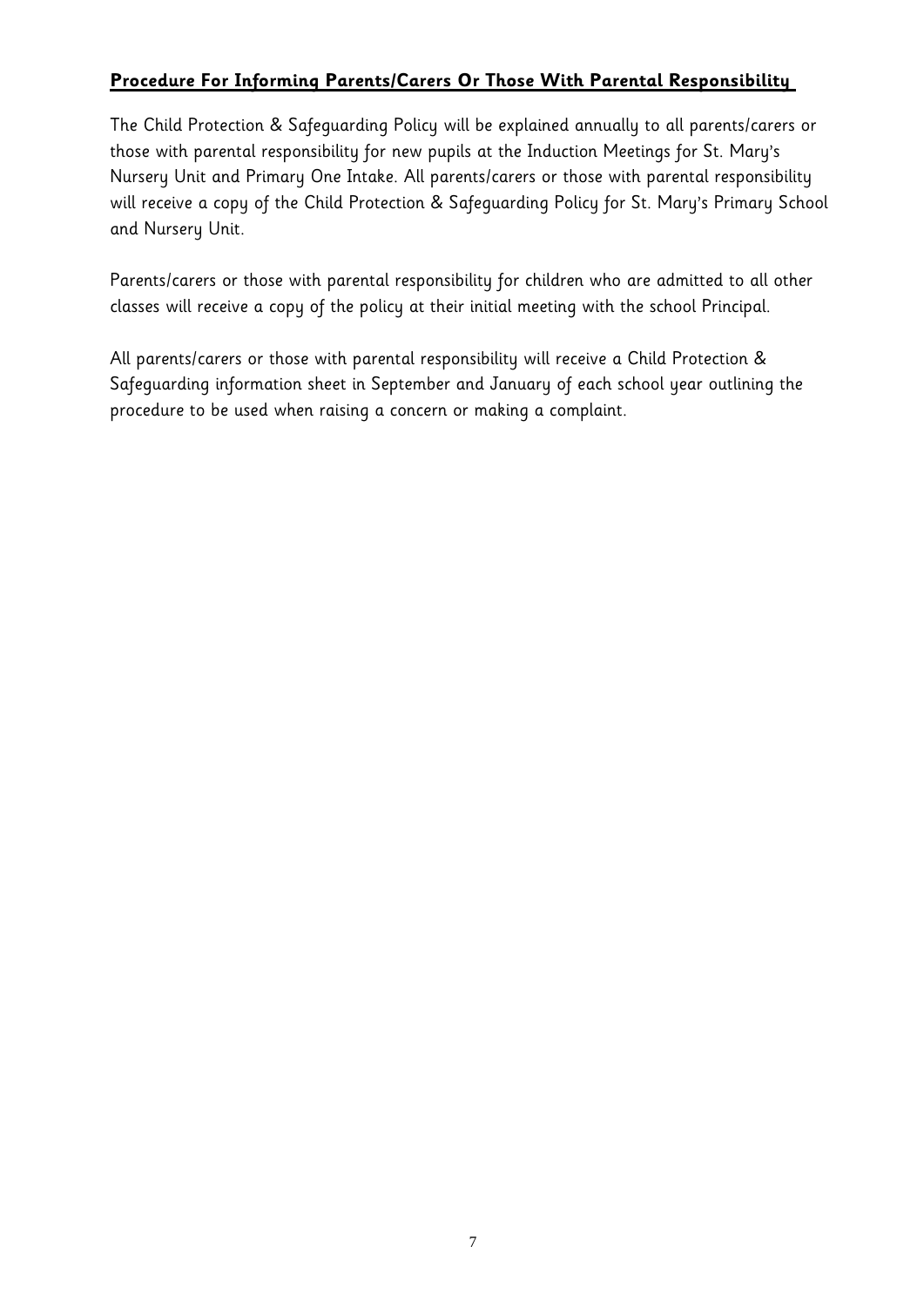## **Procedure For Informing Parents/Carers Or Those With Parental Responsibility**

The Child Protection & Safeguarding Policy will be explained annually to all parents/carers or those with parental responsibility for new pupils at the Induction Meetings for St. Mary's Nursery Unit and Primary One Intake. All parents/carers or those with parental responsibility will receive a copy of the Child Protection & Safeguarding Policy for St. Mary's Primary School and Nursery Unit.

Parents/carers or those with parental responsibility for children who are admitted to all other classes will receive a copy of the policy at their initial meeting with the school Principal.

All parents/carers or those with parental responsibility will receive a Child Protection & Safeguarding information sheet in September and January of each school year outlining the procedure to be used when raising a concern or making a complaint.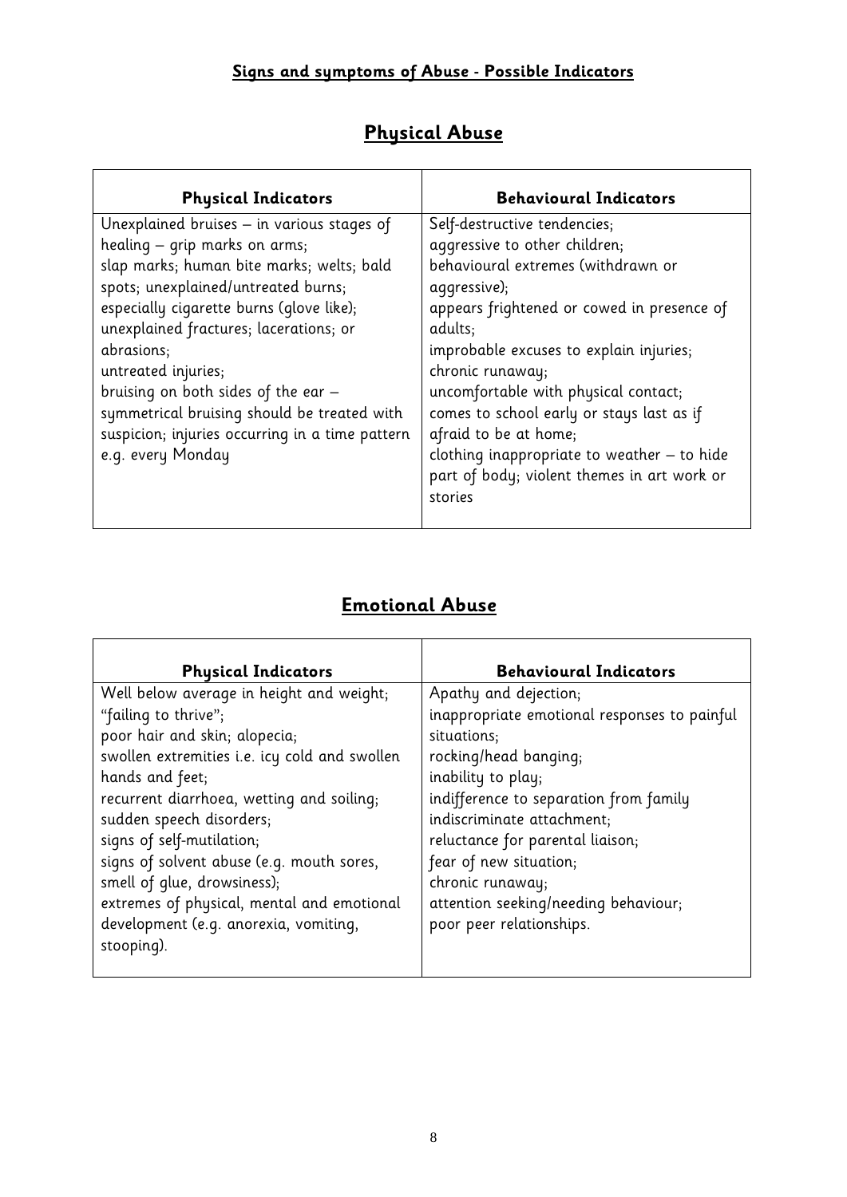## Signs and symptoms of Abuse - Possible Indicators

# Physical Abuse

| Physical Indicators | Behavioural Indicators |
|---|---|
| Unexplained bruises – in various stages of healing – grip marks on arms; slap marks; human bite marks; welts; bald spots; unexplained/untreated burns; especially cigarette burns (glove like); unexplained fractures; lacerations; or abrasions; untreated injuries; bruising on both sides of the ear – symmetrical bruising should be treated with suspicion; injuries occurring in a time pattern e.g. every Monday | Self-destructive tendencies; aggressive to other children; behavioural extremes (withdrawn or aggressive); appears frightened or cowed in presence of adults; improbable excuses to explain injuries; chronic runaway; uncomfortable with physical contact; comes to school early or stays last as if afraid to be at home; clothing inappropriate to weather – to hide part of body; violent themes in art work or stories |

# Emotional Abuse

| Physical Indicators | Behavioural Indicators |
|---|---|
| Well below average in height and weight; "failing to thrive"; poor hair and skin; alopecia; swollen extremities i.e. icy cold and swollen hands and feet; recurrent diarrhoea, wetting and soiling; sudden speech disorders; signs of self-mutilation; signs of solvent abuse (e.g. mouth sores, smell of glue, drowsiness); extremes of physical, mental and emotional development (e.g. anorexia, vomiting, stooping). | Apathy and dejection; inappropriate emotional responses to painful situations; rocking/head banging; inability to play; indifference to separation from family indiscriminate attachment; reluctance for parental liaison; fear of new situation; chronic runaway; attention seeking/needing behaviour; poor peer relationships. |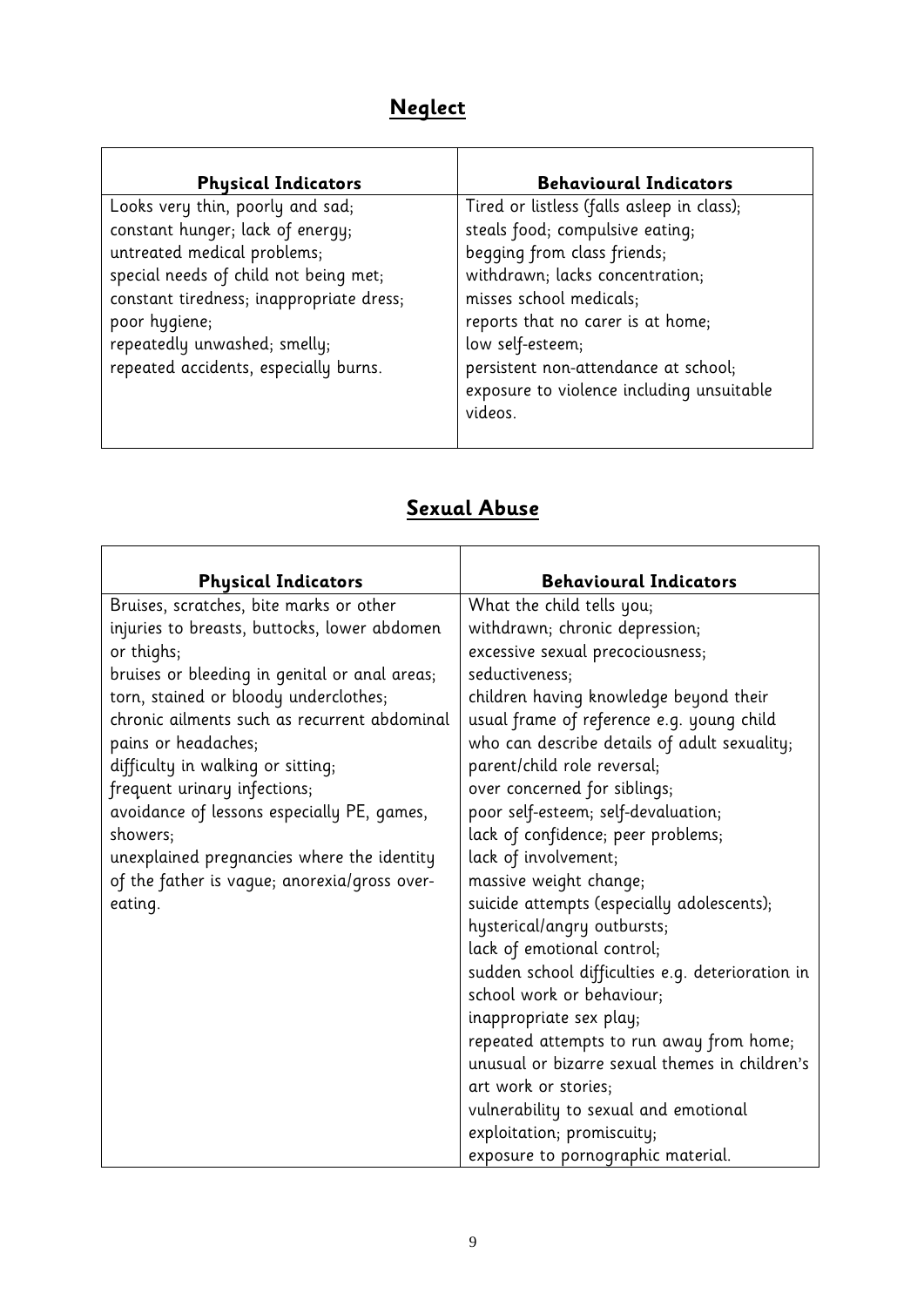## Neglect

| Physical Indicators | Behavioural Indicators |
| --- | --- |
| Looks very thin, poorly and sad;<br>constant hunger; lack of energy;<br>untreated medical problems;<br>special needs of child not being met;<br>constant tiredness; inappropriate dress;<br>poor hygiene;<br>repeatedly unwashed; smelly;<br>repeated accidents, especially burns. | Tired or listless (falls asleep in class);<br>steals food; compulsive eating;<br>begging from class friends;<br>withdrawn; lacks concentration;<br>misses school medicals;<br>reports that no carer is at home;<br>low self-esteem;<br>persistent non-attendance at school;<br>exposure to violence including unsuitable videos. |

## Sexual Abuse

| Physical Indicators | Behavioural Indicators |
| --- | --- |
| Bruises, scratches, bite marks or other injuries to breasts, buttocks, lower abdomen or thighs;<br>bruises or bleeding in genital or anal areas;<br>torn, stained or bloody underclothes;<br>chronic ailments such as recurrent abdominal pains or headaches;<br>difficulty in walking or sitting;<br>frequent urinary infections;<br>avoidance of lessons especially PE, games, showers;<br>unexplained pregnancies where the identity of the father is vague; anorexia/gross over-eating. | What the child tells you;<br>withdrawn; chronic depression;<br>excessive sexual precociousness;<br>seductiveness;<br>children having knowledge beyond their usual frame of reference e.g. young child who can describe details of adult sexuality;<br>parent/child role reversal;<br>over concerned for siblings;<br>poor self-esteem; self-devaluation;<br>lack of confidence; peer problems;<br>lack of involvement;<br>massive weight change;<br>suicide attempts (especially adolescents);<br>hysterical/angry outbursts;<br>lack of emotional control;<br>sudden school difficulties e.g. deterioration in school work or behaviour;<br>inappropriate sex play;<br>repeated attempts to run away from home;<br>unusual or bizarre sexual themes in children's art work or stories;<br>vulnerability to sexual and emotional exploitation; promiscuity;<br>exposure to pornographic material. |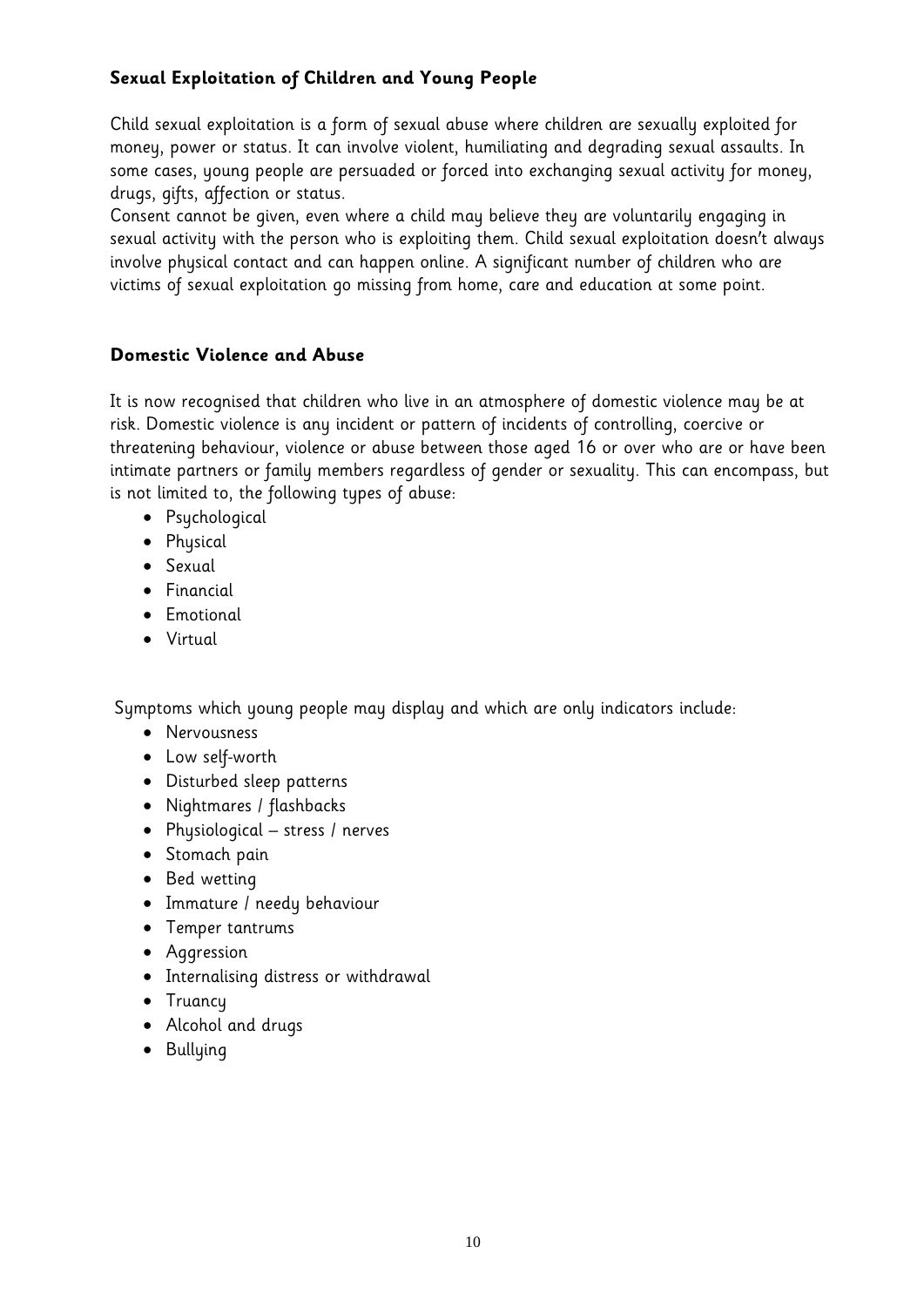### Sexual Exploitation of Children and Young People

Child sexual exploitation is a form of sexual abuse where children are sexually exploited for money, power or status. It can involve violent, humiliating and degrading sexual assaults. In some cases, young people are persuaded or forced into exchanging sexual activity for money, drugs, gifts, affection or status.

Consent cannot be given, even where a child may believe they are voluntarily engaging in sexual activity with the person who is exploiting them. Child sexual exploitation doesn't always involve physical contact and can happen online. A significant number of children who are victims of sexual exploitation go missing from home, care and education at some point.

### Domestic Violence and Abuse

It is now recognised that children who live in an atmosphere of domestic violence may be at risk. Domestic violence is any incident or pattern of incidents of controlling, coercive or threatening behaviour, violence or abuse between those aged 16 or over who are or have been intimate partners or family members regardless of gender or sexuality. This can encompass, but is not limited to, the following types of abuse:

- Psychological
- Physical
- Sexual
- Financial
- Emotional
- Virtual

Symptoms which young people may display and which are only indicators include:

- Nervousness
- Low self-worth
- Disturbed sleep patterns
- Nightmares / flashbacks
- Physiological – stress / nerves
- Stomach pain
- Bed wetting
- Immature / needy behaviour
- Temper tantrums
- Aggression
- Internalising distress or withdrawal
- Truancy
- Alcohol and drugs
- Bullying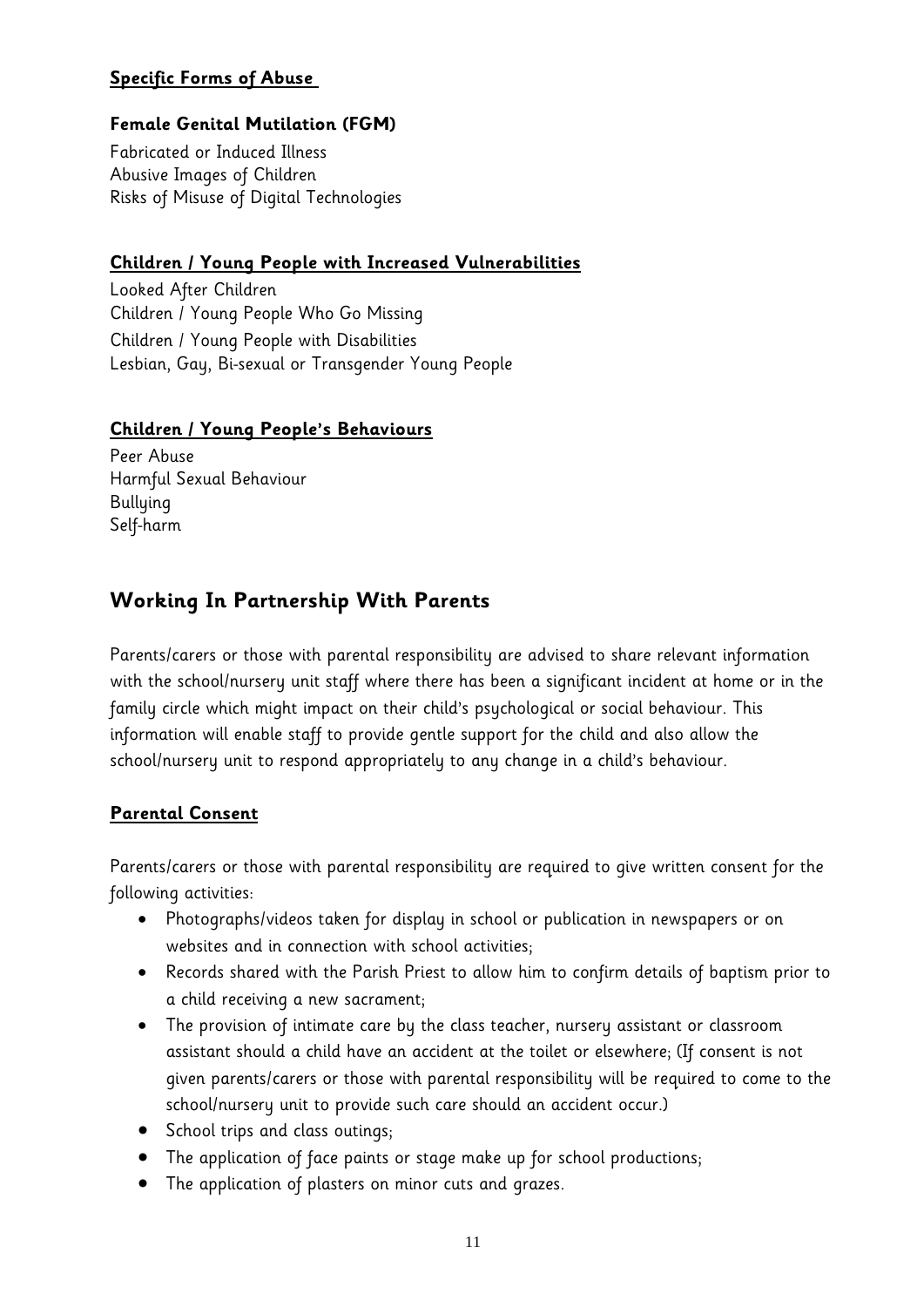**Specific Forms of Abuse**

**Female Genital Mutilation (FGM)**

Fabricated or Induced Illness
Abusive Images of Children
Risks of Misuse of Digital Technologies

**Children / Young People with Increased Vulnerabilities**

Looked After Children
Children / Young People Who Go Missing
Children / Young People with Disabilities
Lesbian, Gay, Bi-sexual or Transgender Young People

**Children / Young People's Behaviours**

Peer Abuse
Harmful Sexual Behaviour
Bullying
Self-harm

## Working In Partnership With Parents

Parents/carers or those with parental responsibility are advised to share relevant information with the school/nursery unit staff where there has been a significant incident at home or in the family circle which might impact on their child's psychological or social behaviour. This information will enable staff to provide gentle support for the child and also allow the school/nursery unit to respond appropriately to any change in a child's behaviour.

**Parental Consent**

Parents/carers or those with parental responsibility are required to give written consent for the following activities:

- Photographs/videos taken for display in school or publication in newspapers or on websites and in connection with school activities;
- Records shared with the Parish Priest to allow him to confirm details of baptism prior to a child receiving a new sacrament;
- The provision of intimate care by the class teacher, nursery assistant or classroom assistant should a child have an accident at the toilet or elsewhere; (If consent is not given parents/carers or those with parental responsibility will be required to come to the school/nursery unit to provide such care should an accident occur.)
- School trips and class outings;
- The application of face paints or stage make up for school productions;
- The application of plasters on minor cuts and grazes.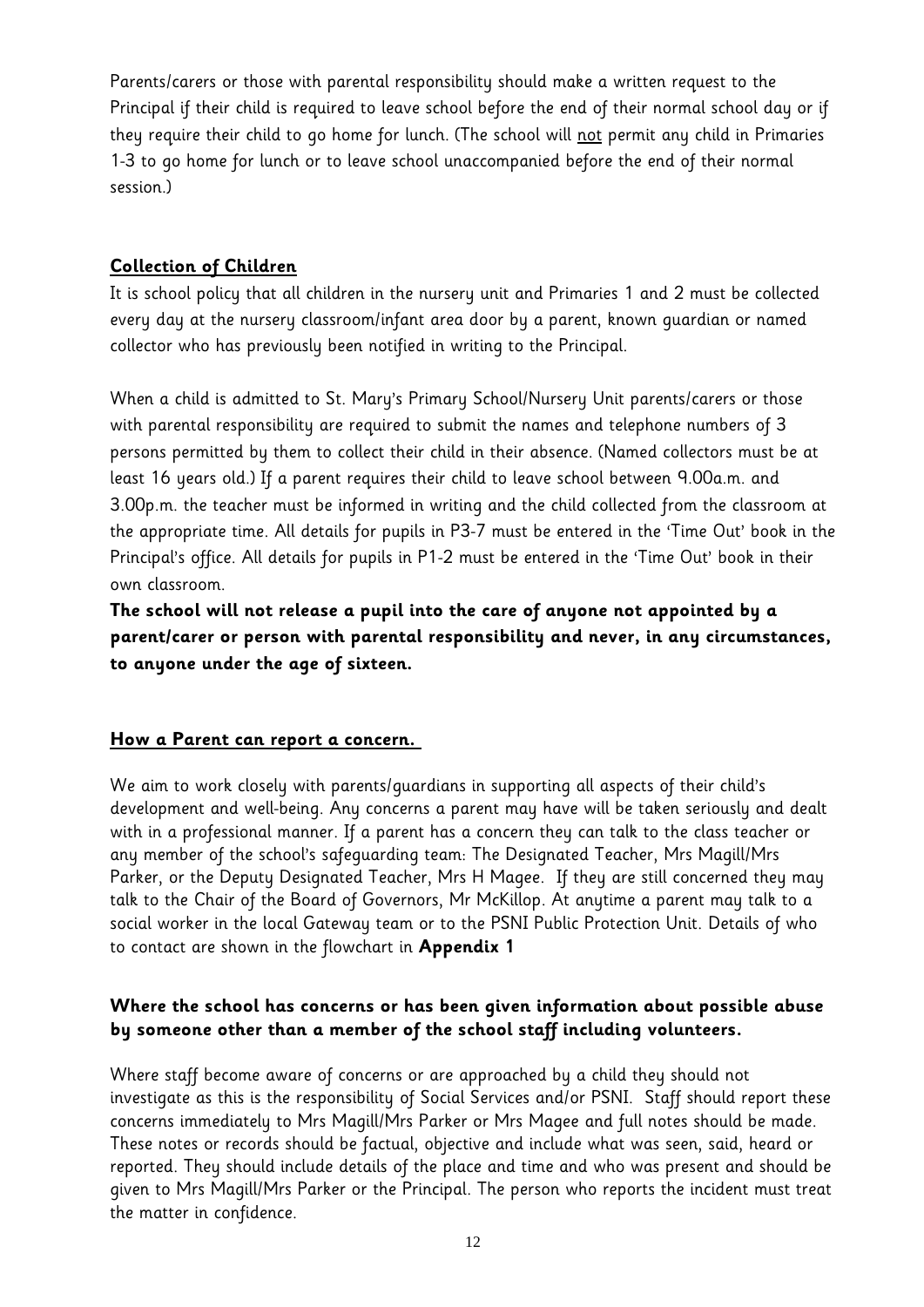Parents/carers or those with parental responsibility should make a written request to the Principal if their child is required to leave school before the end of their normal school day or if they require their child to go home for lunch. (The school will not permit any child in Primaries 1-3 to go home for lunch or to leave school unaccompanied before the end of their normal session.)

## Collection of Children

It is school policy that all children in the nursery unit and Primaries 1 and 2 must be collected every day at the nursery classroom/infant area door by a parent, known guardian or named collector who has previously been notified in writing to the Principal.

When a child is admitted to St. Mary's Primary School/Nursery Unit parents/carers or those with parental responsibility are required to submit the names and telephone numbers of 3 persons permitted by them to collect their child in their absence. (Named collectors must be at least 16 years old.) If a parent requires their child to leave school between 9.00a.m. and 3.00p.m. the teacher must be informed in writing and the child collected from the classroom at the appropriate time. All details for pupils in P3-7 must be entered in the 'Time Out' book in the Principal's office. All details for pupils in P1-2 must be entered in the 'Time Out' book in their own classroom.

**The school will not release a pupil into the care of anyone not appointed by a parent/carer or person with parental responsibility and never, in any circumstances, to anyone under the age of sixteen.**

## How a Parent can report a concern.

We aim to work closely with parents/guardians in supporting all aspects of their child's development and well-being. Any concerns a parent may have will be taken seriously and dealt with in a professional manner. If a parent has a concern they can talk to the class teacher or any member of the school's safeguarding team: The Designated Teacher, Mrs Magill/Mrs Parker, or the Deputy Designated Teacher, Mrs H Magee. If they are still concerned they may talk to the Chair of the Board of Governors, Mr McKillop. At anytime a parent may talk to a social worker in the local Gateway team or to the PSNI Public Protection Unit. Details of who to contact are shown in the flowchart in **Appendix 1**

## Where the school has concerns or has been given information about possible abuse by someone other than a member of the school staff including volunteers.

Where staff become aware of concerns or are approached by a child they should not investigate as this is the responsibility of Social Services and/or PSNI. Staff should report these concerns immediately to Mrs Magill/Mrs Parker or Mrs Magee and full notes should be made. These notes or records should be factual, objective and include what was seen, said, heard or reported. They should include details of the place and time and who was present and should be given to Mrs Magill/Mrs Parker or the Principal. The person who reports the incident must treat the matter in confidence.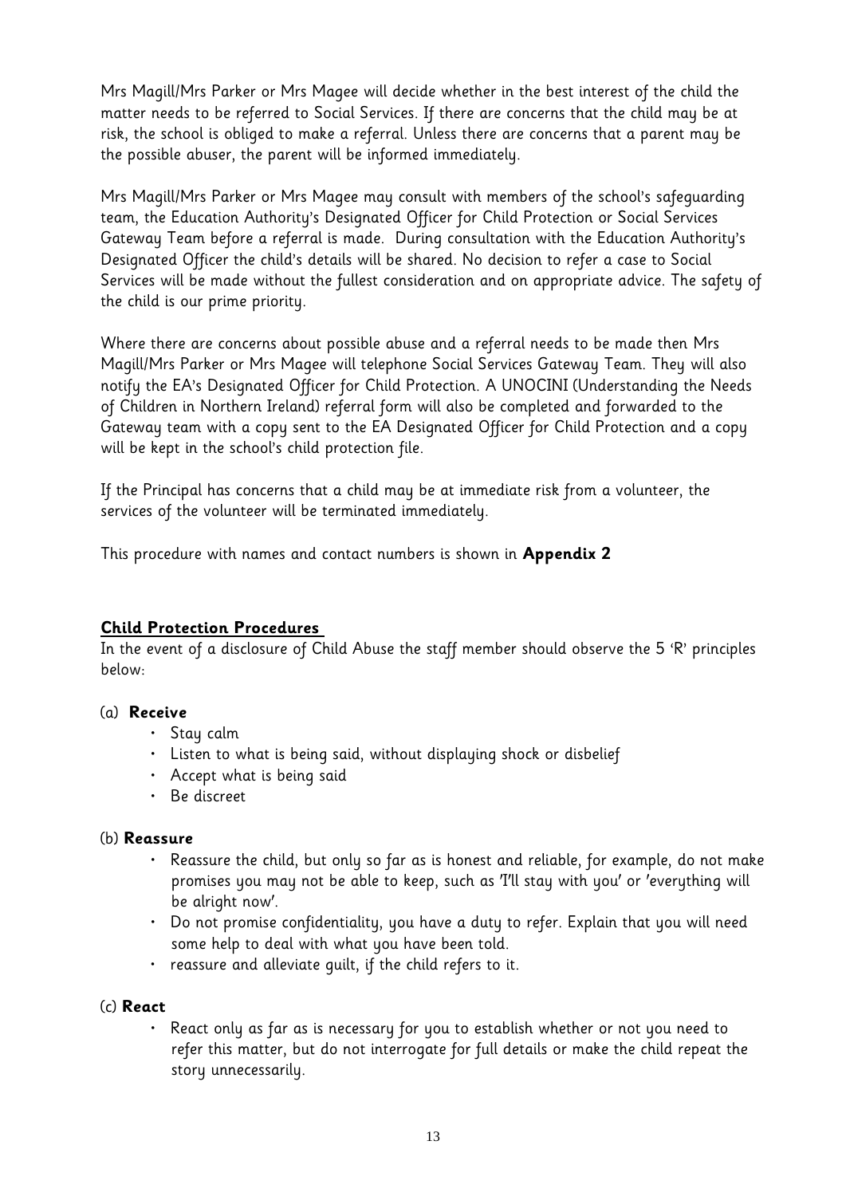Mrs Magill/Mrs Parker or Mrs Magee will decide whether in the best interest of the child the matter needs to be referred to Social Services. If there are concerns that the child may be at risk, the school is obliged to make a referral. Unless there are concerns that a parent may be the possible abuser, the parent will be informed immediately.

Mrs Magill/Mrs Parker or Mrs Magee may consult with members of the school's safeguarding team, the Education Authority's Designated Officer for Child Protection or Social Services Gateway Team before a referral is made. During consultation with the Education Authority's Designated Officer the child's details will be shared. No decision to refer a case to Social Services will be made without the fullest consideration and on appropriate advice. The safety of the child is our prime priority.

Where there are concerns about possible abuse and a referral needs to be made then Mrs Magill/Mrs Parker or Mrs Magee will telephone Social Services Gateway Team. They will also notify the EA's Designated Officer for Child Protection. A UNOCINI (Understanding the Needs of Children in Northern Ireland) referral form will also be completed and forwarded to the Gateway team with a copy sent to the EA Designated Officer for Child Protection and a copy will be kept in the school's child protection file.

If the Principal has concerns that a child may be at immediate risk from a volunteer, the services of the volunteer will be terminated immediately.

This procedure with names and contact numbers is shown in **Appendix 2**

## Child Protection Procedures

In the event of a disclosure of Child Abuse the staff member should observe the 5 'R' principles below:

(a) **Receive**

- Stay calm
- Listen to what is being said, without displaying shock or disbelief
- Accept what is being said
- Be discreet

(b) **Reassure**

- Reassure the child, but only so far as is honest and reliable, for example, do not make promises you may not be able to keep, such as 'I'll stay with you' or 'everything will be alright now'.
- Do not promise confidentiality, you have a duty to refer. Explain that you will need some help to deal with what you have been told.
- reassure and alleviate guilt, if the child refers to it.

(c) **React**

- React only as far as is necessary for you to establish whether or not you need to refer this matter, but do not interrogate for full details or make the child repeat the story unnecessarily.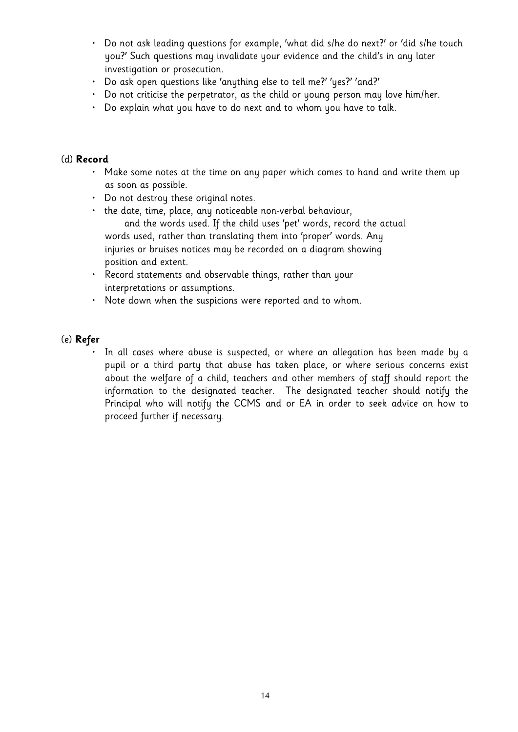- Do not ask leading questions for example, 'what did s/he do next?' or 'did s/he touch you?' Such questions may invalidate your evidence and the child's in any later investigation or prosecution.
- Do ask open questions like 'anything else to tell me?' 'yes?' 'and?'
- Do not criticise the perpetrator, as the child or young person may love him/her.
- Do explain what you have to do next and to whom you have to talk.

(d) **Record**

- Make some notes at the time on any paper which comes to hand and write them up as soon as possible.
- Do not destroy these original notes.
- the date, time, place, any noticeable non-verbal behaviour, and the words used. If the child uses 'pet' words, record the actual words used, rather than translating them into 'proper' words. Any injuries or bruises notices may be recorded on a diagram showing position and extent.
- Record statements and observable things, rather than your interpretations or assumptions.
- Note down when the suspicions were reported and to whom.

(e) **Refer**

- In all cases where abuse is suspected, or where an allegation has been made by a pupil or a third party that abuse has taken place, or where serious concerns exist about the welfare of a child, teachers and other members of staff should report the information to the designated teacher. The designated teacher should notify the Principal who will notify the CCMS and or EA in order to seek advice on how to proceed further if necessary.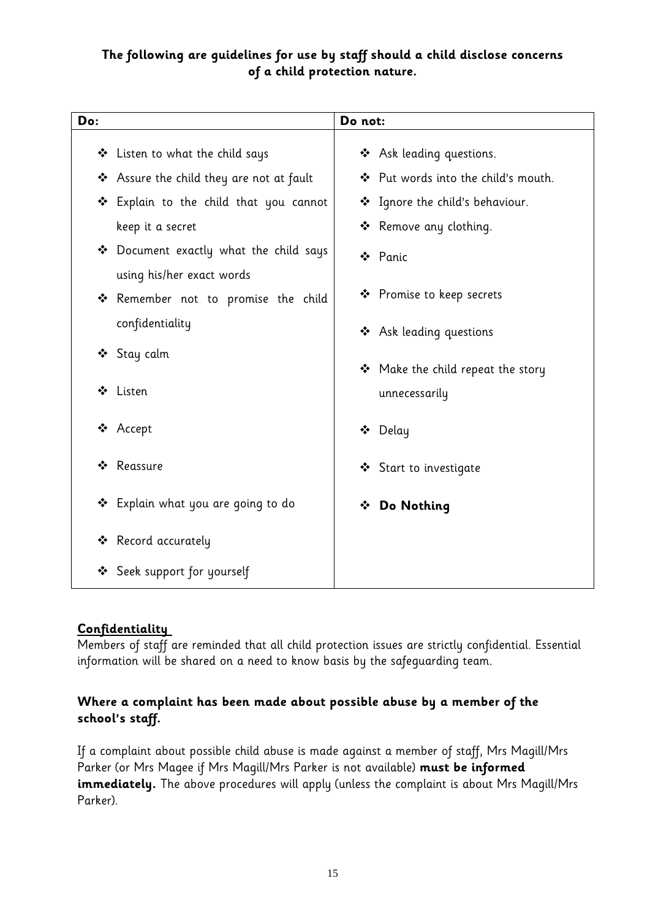**The following are guidelines for use by staff should a child disclose concerns of a child protection nature.**

| Do: | Do not: |
| --- | --- |
| ❖ Listen to what the child says<br>❖ Assure the child they are not at fault<br>❖ Explain to the child that you cannot keep it a secret<br>❖ Document exactly what the child says using his/her exact words<br>❖ Remember not to promise the child confidentiality<br>❖ Stay calm<br>❖ Listen<br>❖ Accept<br>❖ Reassure<br>❖ Explain what you are going to do<br>❖ Record accurately<br>❖ Seek support for yourself | ❖ Ask leading questions.<br>❖ Put words into the child's mouth.<br>❖ Ignore the child's behaviour.<br>❖ Remove any clothing.<br>❖ Panic<br>❖ Promise to keep secrets<br>❖ Ask leading questions<br>❖ Make the child repeat the story unnecessarily<br>❖ Delay<br>❖ Start to investigate<br>❖ **Do Nothing** |

**Confidentiality**

Members of staff are reminded that all child protection issues are strictly confidential. Essential information will be shared on a need to know basis by the safeguarding team.

**Where a complaint has been made about possible abuse by a member of the school's staff.**

If a complaint about possible child abuse is made against a member of staff, Mrs Magill/Mrs Parker (or Mrs Magee if Mrs Magill/Mrs Parker is not available) **must be informed immediately.** The above procedures will apply (unless the complaint is about Mrs Magill/Mrs Parker).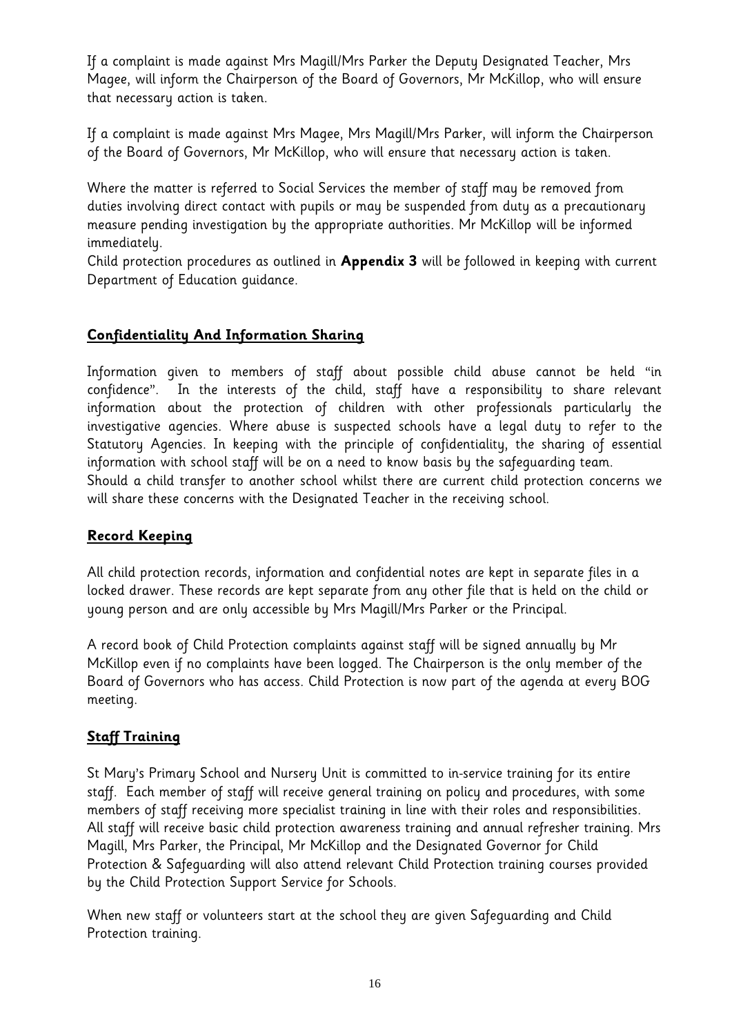If a complaint is made against Mrs Magill/Mrs Parker the Deputy Designated Teacher, Mrs Magee, will inform the Chairperson of the Board of Governors, Mr McKillop, who will ensure that necessary action is taken.

If a complaint is made against Mrs Magee, Mrs Magill/Mrs Parker, will inform the Chairperson of the Board of Governors, Mr McKillop, who will ensure that necessary action is taken.

Where the matter is referred to Social Services the member of staff may be removed from duties involving direct contact with pupils or may be suspended from duty as a precautionary measure pending investigation by the appropriate authorities. Mr McKillop will be informed immediately.
Child protection procedures as outlined in **Appendix 3** will be followed in keeping with current Department of Education guidance.

## Confidentiality And Information Sharing

Information given to members of staff about possible child abuse cannot be held "in confidence". In the interests of the child, staff have a responsibility to share relevant information about the protection of children with other professionals particularly the investigative agencies. Where abuse is suspected schools have a legal duty to refer to the Statutory Agencies. In keeping with the principle of confidentiality, the sharing of essential information with school staff will be on a need to know basis by the safeguarding team.
Should a child transfer to another school whilst there are current child protection concerns we will share these concerns with the Designated Teacher in the receiving school.

## Record Keeping

All child protection records, information and confidential notes are kept in separate files in a locked drawer. These records are kept separate from any other file that is held on the child or young person and are only accessible by Mrs Magill/Mrs Parker or the Principal.

A record book of Child Protection complaints against staff will be signed annually by Mr McKillop even if no complaints have been logged. The Chairperson is the only member of the Board of Governors who has access. Child Protection is now part of the agenda at every BOG meeting.

## Staff Training

St Mary's Primary School and Nursery Unit is committed to in-service training for its entire staff. Each member of staff will receive general training on policy and procedures, with some members of staff receiving more specialist training in line with their roles and responsibilities. All staff will receive basic child protection awareness training and annual refresher training. Mrs Magill, Mrs Parker, the Principal, Mr McKillop and the Designated Governor for Child Protection & Safeguarding will also attend relevant Child Protection training courses provided by the Child Protection Support Service for Schools.

When new staff or volunteers start at the school they are given Safeguarding and Child Protection training.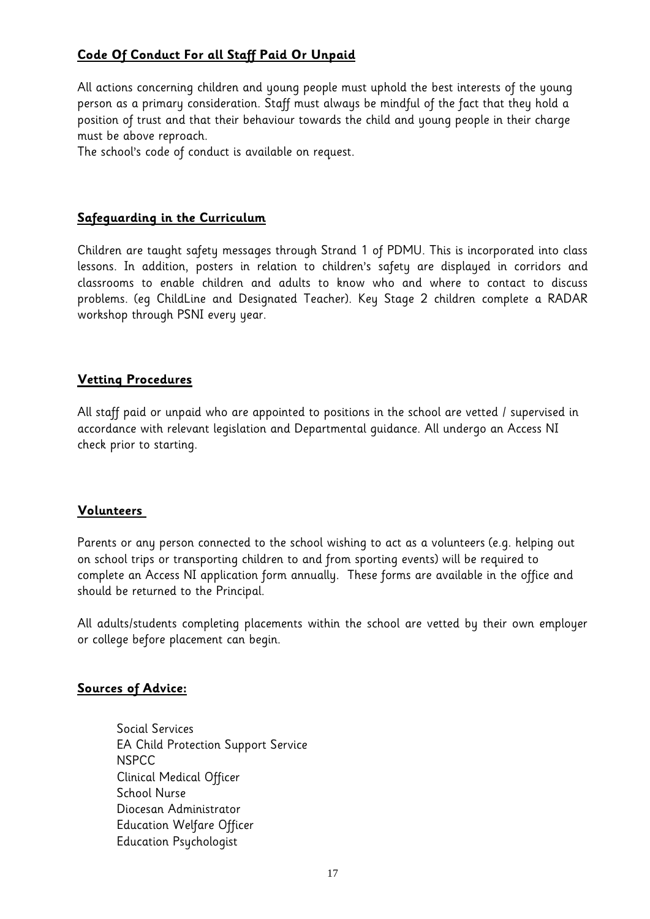## Code Of Conduct For all Staff Paid Or Unpaid

All actions concerning children and young people must uphold the best interests of the young person as a primary consideration. Staff must always be mindful of the fact that they hold a position of trust and that their behaviour towards the child and young people in their charge must be above reproach.
The school's code of conduct is available on request.

## Safeguarding in the Curriculum

Children are taught safety messages through Strand 1 of PDMU. This is incorporated into class lessons. In addition, posters in relation to children's safety are displayed in corridors and classrooms to enable children and adults to know who and where to contact to discuss problems. (eg ChildLine and Designated Teacher). Key Stage 2 children complete a RADAR workshop through PSNI every year.

## Vetting Procedures

All staff paid or unpaid who are appointed to positions in the school are vetted / supervised in accordance with relevant legislation and Departmental guidance. All undergo an Access NI check prior to starting.

## Volunteers

Parents or any person connected to the school wishing to act as a volunteers (e.g. helping out on school trips or transporting children to and from sporting events) will be required to complete an Access NI application form annually. These forms are available in the office and should be returned to the Principal.

All adults/students completing placements within the school are vetted by their own employer or college before placement can begin.

## Sources of Advice:

- Social Services
- EA Child Protection Support Service
- NSPCC
- Clinical Medical Officer
- School Nurse
- Diocesan Administrator
- Education Welfare Officer
- Education Psychologist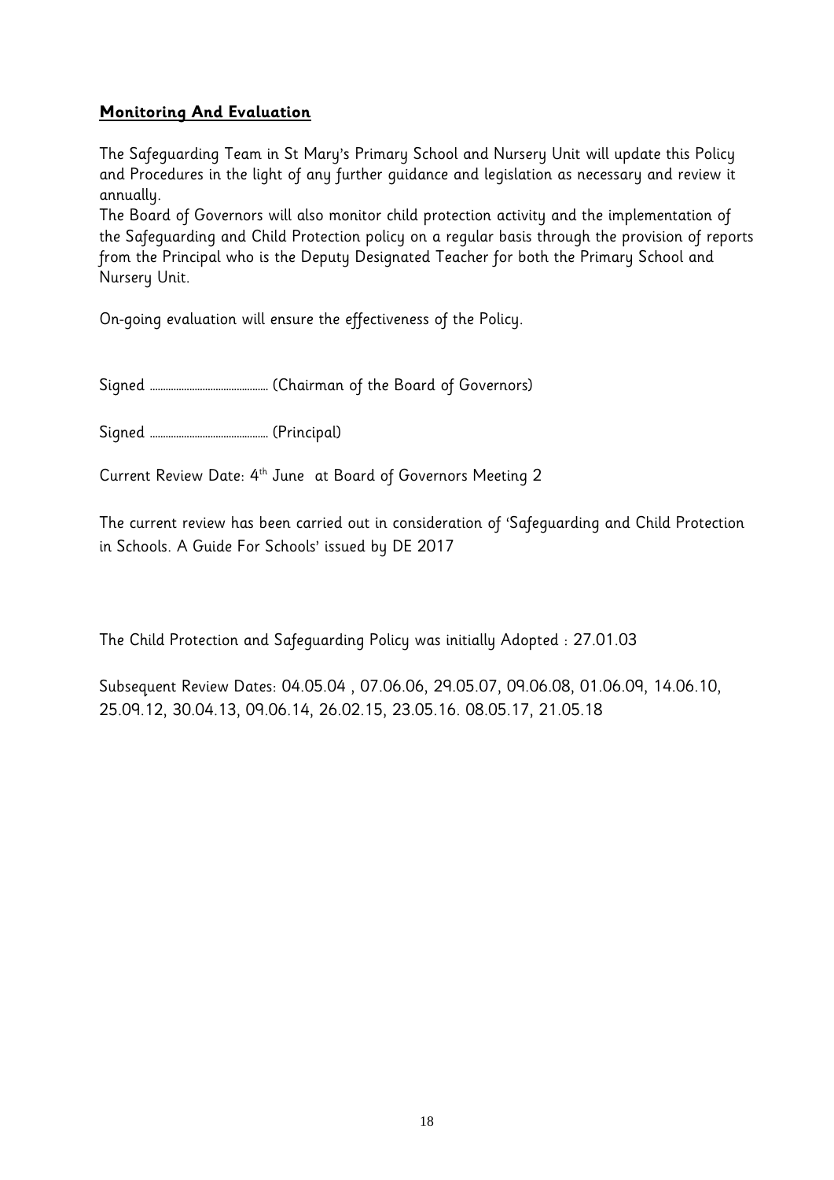## **Monitoring And Evaluation**

The Safeguarding Team in St Mary's Primary School and Nursery Unit will update this Policy and Procedures in the light of any further guidance and legislation as necessary and review it annually.
The Board of Governors will also monitor child protection activity and the implementation of the Safeguarding and Child Protection policy on a regular basis through the provision of reports from the Principal who is the Deputy Designated Teacher for both the Primary School and Nursery Unit.

On-going evaluation will ensure the effectiveness of the Policy.

Signed ………………………………… (Chairman of the Board of Governors)

Signed ………………………………… (Principal)

Current Review Date: 4th June at Board of Governors Meeting 2

The current review has been carried out in consideration of 'Safeguarding and Child Protection in Schools. A Guide For Schools' issued by DE 2017

The Child Protection and Safeguarding Policy was initially Adopted : 27.01.03

Subsequent Review Dates: 04.05.04 , 07.06.06, 29.05.07, 09.06.08, 01.06.09, 14.06.10, 25.09.12, 30.04.13, 09.06.14, 26.02.15, 23.05.16. 08.05.17, 21.05.18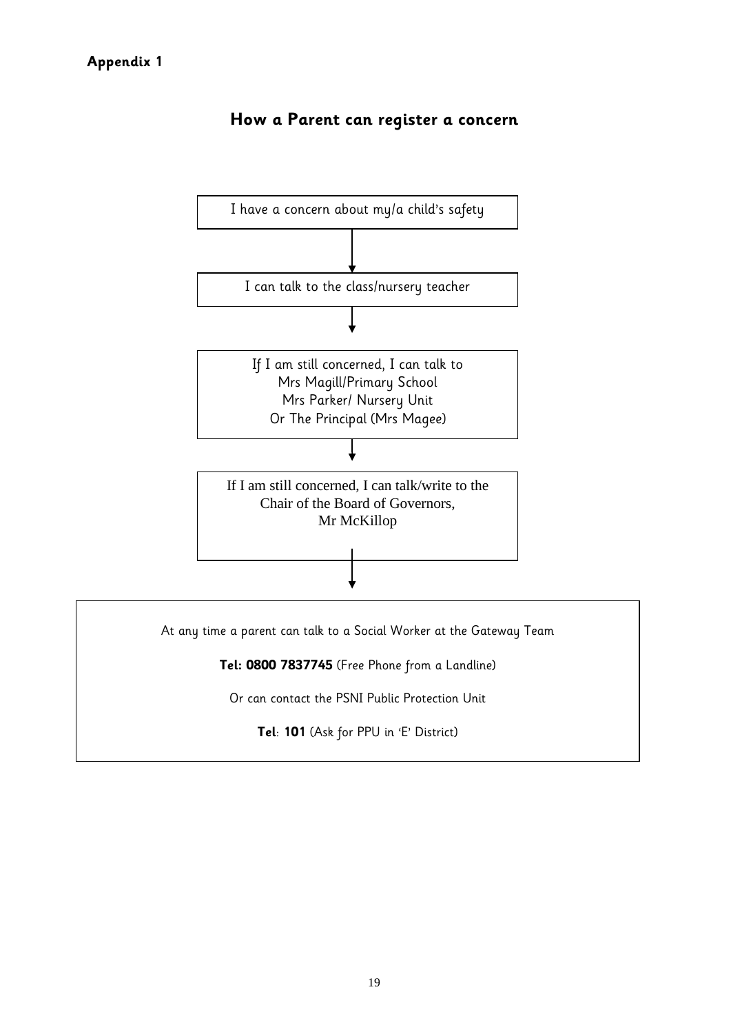**Appendix 1**

## How a Parent can register a concern

I have a concern about my/a child's safety

↓

I can talk to the class/nursery teacher

↓

If I am still concerned, I can talk to
Mrs Magill/Primary School
Mrs Parker/ Nursery Unit
Or The Principal (Mrs Magee)

↓

If I am still concerned, I can talk/write to the
Chair of the Board of Governors,
Mr McKillop

↓

At any time a parent can talk to a Social Worker at the Gateway Team

**Tel: 0800 7837745** (Free Phone from a Landline)

Or can contact the PSNI Public Protection Unit

**Tel**: **101** (Ask for PPU in 'E' District)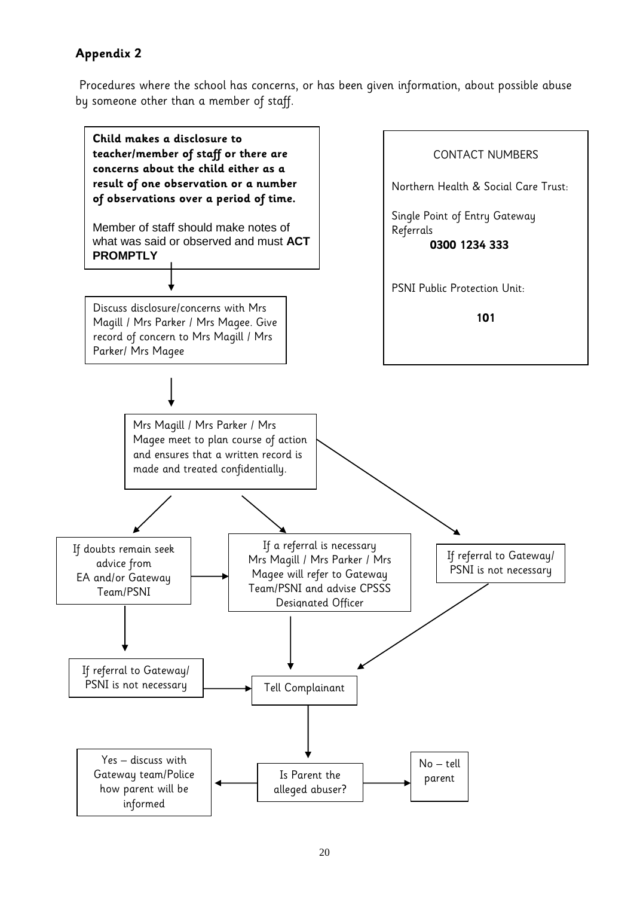## Appendix 2

Procedures where the school has concerns, or has been given information, about possible abuse by someone other than a member of staff.

**Child makes a disclosure to teacher/member of staff or there are concerns about the child either as a result of one observation or a number of observations over a period of time.**

Member of staff should make notes of what was said or observed and must **ACT PROMPTLY**

↓

Discuss disclosure/concerns with Mrs Magill / Mrs Parker / Mrs Magee. Give record of concern to Mrs Magill / Mrs Parker/ Mrs Magee

↓

Mrs Magill / Mrs Parker / Mrs Magee meet to plan course of action and ensures that a written record is made and treated confidentially.

→ If doubts remain seek advice from EA and/or Gateway Team/PSNI
  - → If a referral is necessary (see below)
  - → If referral to Gateway/ PSNI is not necessary → Tell Complainant

→ If a referral is necessary Mrs Magill / Mrs Parker / Mrs Magee will refer to Gateway Team/PSNI and advise CPSSS Designated Officer → Tell Complainant

→ If referral to Gateway/ PSNI is not necessary → Tell Complainant

Tell Complainant

↓

Is Parent the alleged abuser?

- Yes – discuss with Gateway team/Police how parent will be informed
- No – tell parent

**CONTACT NUMBERS**

Northern Health & Social Care Trust:

Single Point of Entry Gateway Referrals
**0300 1234 333**

PSNI Public Protection Unit:

**101**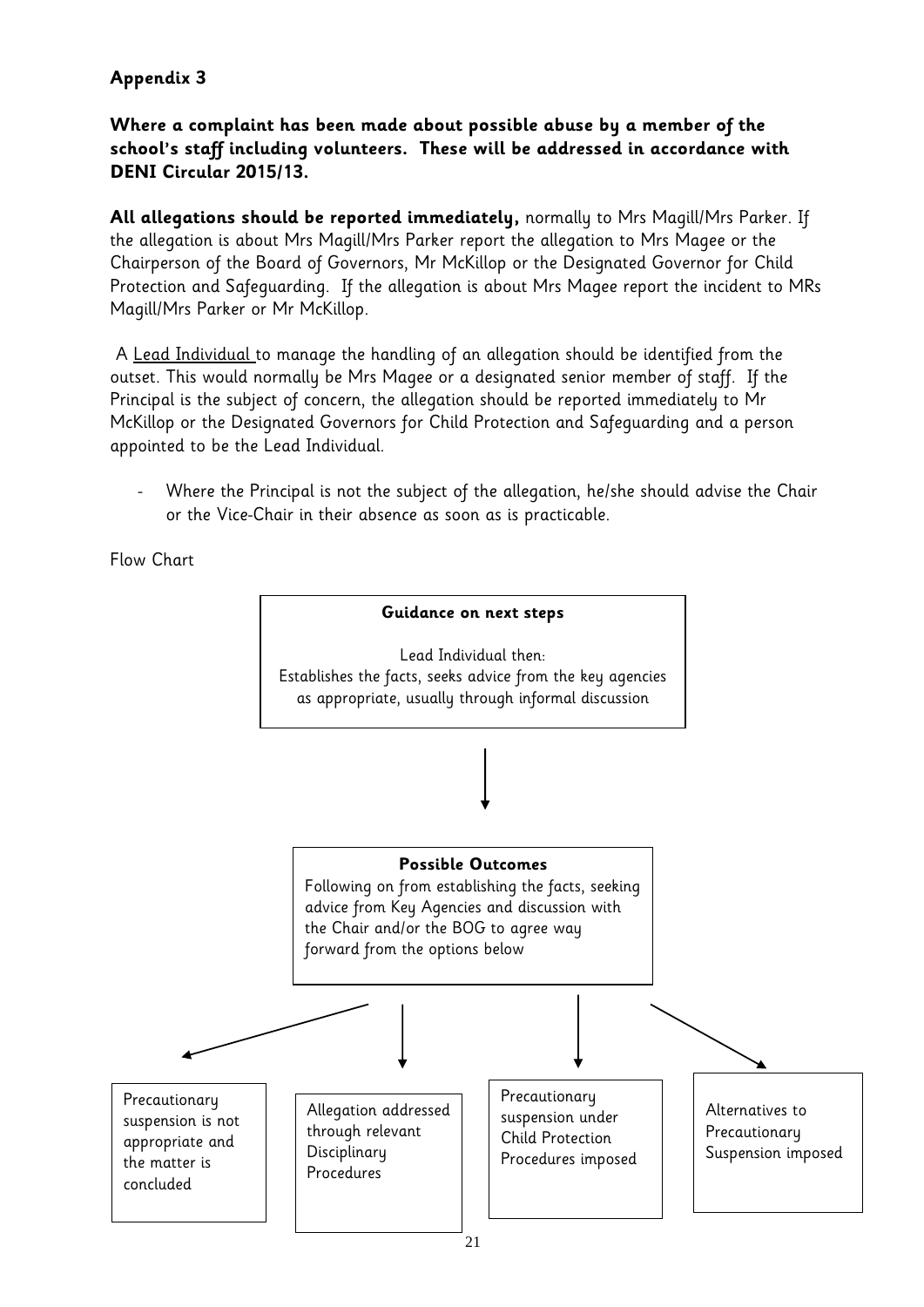**Appendix 3**

**Where a complaint has been made about possible abuse by a member of the school's staff including volunteers. These will be addressed in accordance with DENI Circular 2015/13.**

**All allegations should be reported immediately,** normally to Mrs Magill/Mrs Parker. If the allegation is about Mrs Magill/Mrs Parker report the allegation to Mrs Magee or the Chairperson of the Board of Governors, Mr McKillop or the Designated Governor for Child Protection and Safeguarding. If the allegation is about Mrs Magee report the incident to MRs Magill/Mrs Parker or Mr McKillop.

A Lead Individual to manage the handling of an allegation should be identified from the outset. This would normally be Mrs Magee or a designated senior member of staff. If the Principal is the subject of concern, the allegation should be reported immediately to Mr McKillop or the Designated Governors for Child Protection and Safeguarding and a person appointed to be the Lead Individual.

- Where the Principal is not the subject of the allegation, he/she should advise the Chair or the Vice-Chair in their absence as soon as is practicable.

Flow Chart

**Guidance on next steps**

Lead Individual then:
Establishes the facts, seeks advice from the key agencies as appropriate, usually through informal discussion

↓

**Possible Outcomes**

Following on from establishing the facts, seeking advice from Key Agencies and discussion with the Chair and/or the BOG to agree way forward from the options below

↓

- Precautionary suspension is not appropriate and the matter is concluded
- Allegation addressed through relevant Disciplinary Procedures
- Precautionary suspension under Child Protection Procedures imposed
- Alternatives to Precautionary Suspension imposed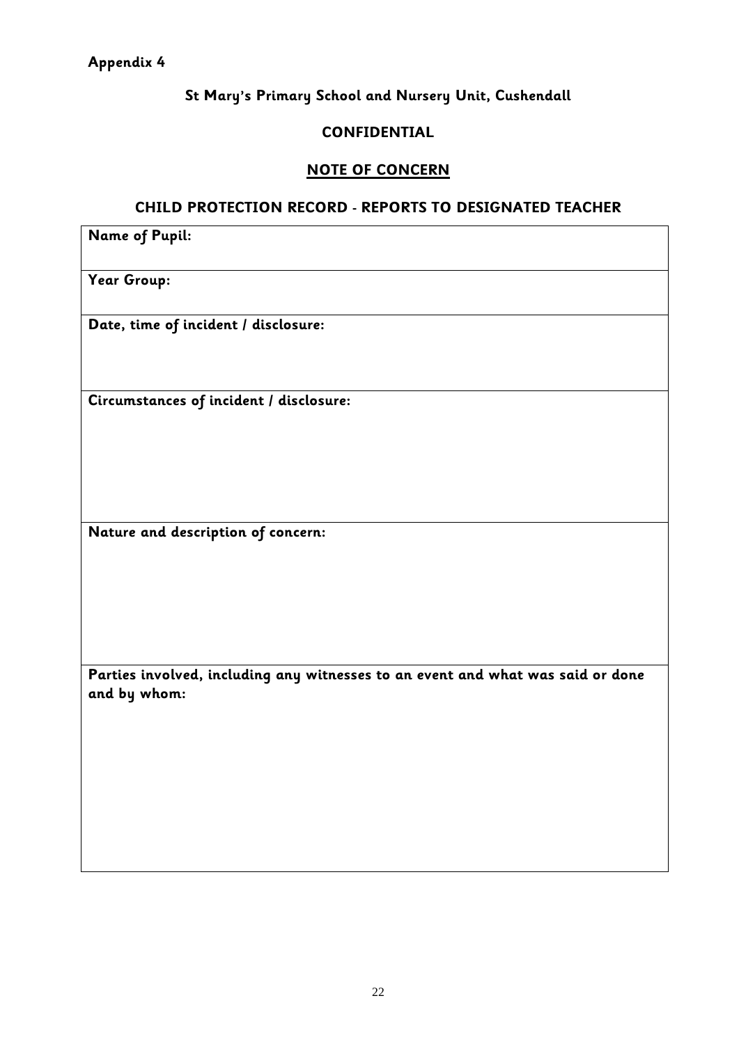**Appendix 4**

**St Mary's Primary School and Nursery Unit, Cushendall**

**CONFIDENTIAL**

**NOTE OF CONCERN**

**CHILD PROTECTION RECORD - REPORTS TO DESIGNATED TEACHER**

| **Name of Pupil:** |
| --- |
| **Year Group:** |
| **Date, time of incident / disclosure:** |
| **Circumstances of incident / disclosure:** |
| **Nature and description of concern:** |
| **Parties involved, including any witnesses to an event and what was said or done and by whom:** |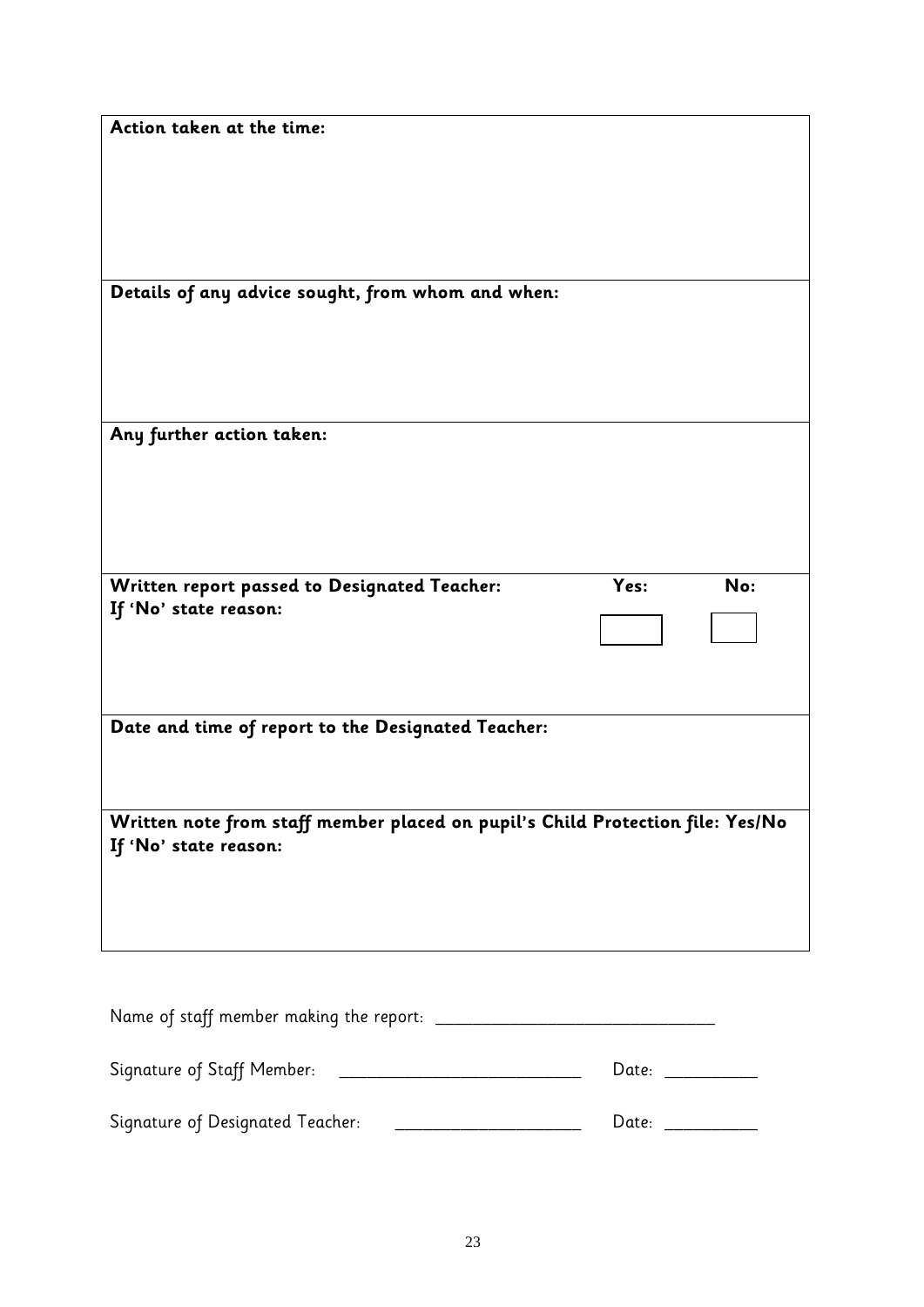| **Action taken at the time:** | | |
|---|---|---|
| **Details of any advice sought, from whom and when:** | | |
| **Any further action taken:** | | |
| **Written report passed to Designated Teacher:**<br>**If 'No' state reason:** | **Yes:** ☐ | **No:** ☐ |
| **Date and time of report to the Designated Teacher:** | | |
| **Written note from staff member placed on pupil's Child Protection file: Yes/No**<br>**If 'No' state reason:** | | |

Name of staff member making the report: ______________________________

Signature of Staff Member: _________________________ Date: __________

Signature of Designated Teacher: ____________________ Date: __________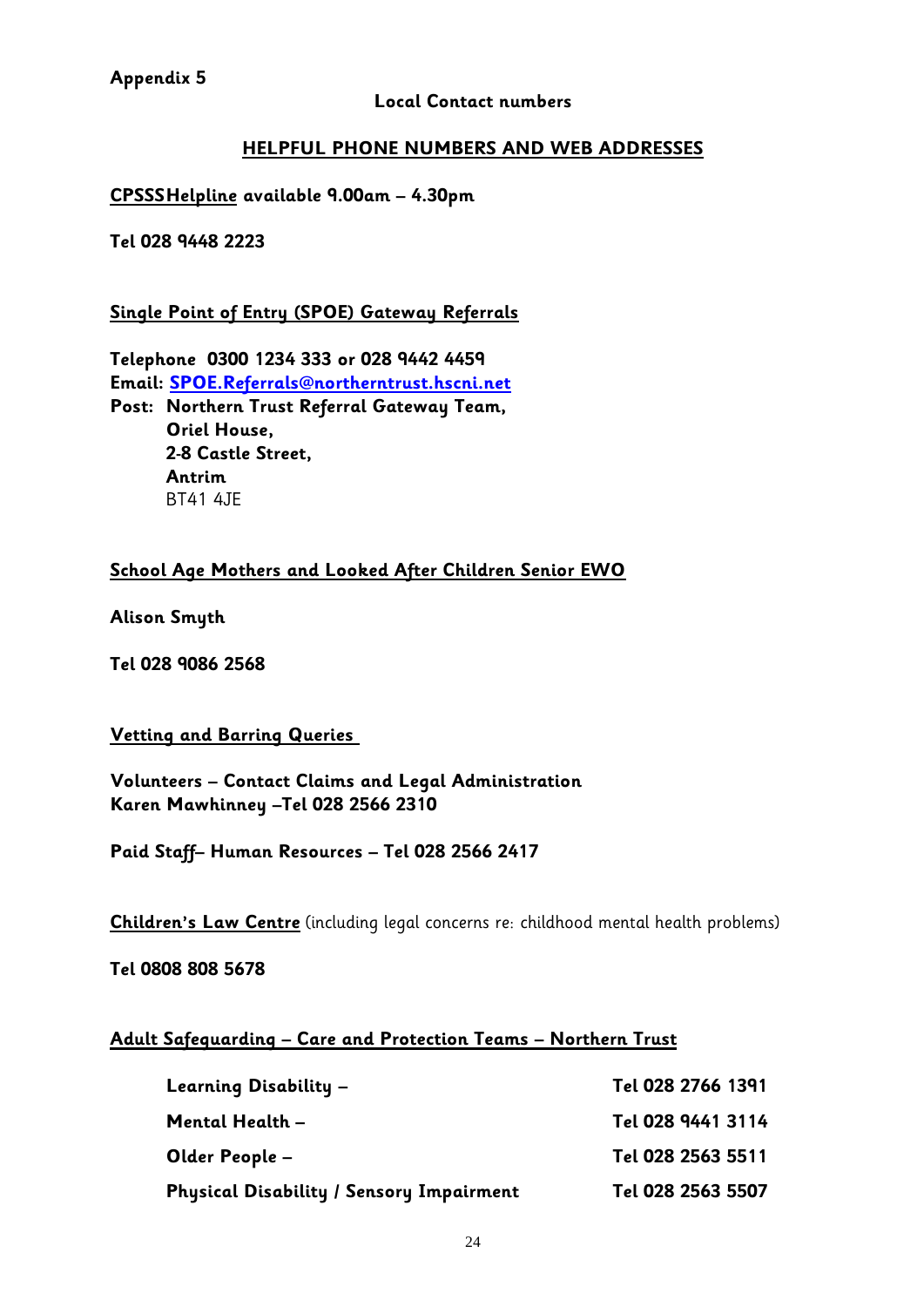**Appendix 5**

**Local Contact numbers**

## HELPFUL PHONE NUMBERS AND WEB ADDRESSES

**CPSSS Helpline available 9.00am – 4.30pm**

**Tel 028 9448 2223**

**Single Point of Entry (SPOE) Gateway Referrals**

**Telephone 0300 1234 333 or 028 9442 4459**
**Email: SPOE.Referrals@northerntrust.hscni.net**
**Post: Northern Trust Referral Gateway Team,**
**Oriel House,**
**2-8 Castle Street,**
**Antrim**
BT41 4JE

**School Age Mothers and Looked After Children Senior EWO**

**Alison Smyth**

**Tel 028 9086 2568**

**Vetting and Barring Queries**

**Volunteers – Contact Claims and Legal Administration**
**Karen Mawhinney –Tel 028 2566 2310**

**Paid Staff– Human Resources – Tel 028 2566 2417**

**Children's Law Centre** (including legal concerns re: childhood mental health problems)

**Tel 0808 808 5678**

**Adult Safeguarding – Care and Protection Teams – Northern Trust**

| | |
|---|---|
| **Learning Disability –** | **Tel 028 2766 1391** |
| **Mental Health –** | **Tel 028 9441 3114** |
| **Older People –** | **Tel 028 2563 5511** |
| **Physical Disability / Sensory Impairment** | **Tel 028 2563 5507** |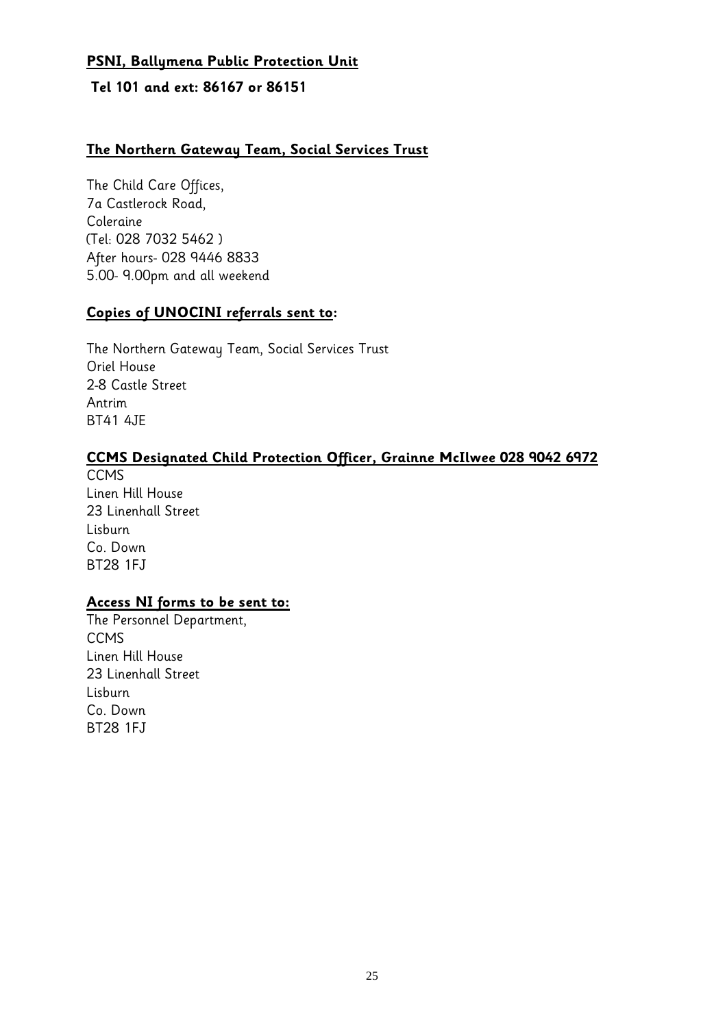**PSNI, Ballymena Public Protection Unit**

**Tel 101 and ext: 86167 or 86151**

**The Northern Gateway Team, Social Services Trust**

The Child Care Offices,
7a Castlerock Road,
Coleraine
(Tel: 028 7032 5462 )
After hours- 028 9446 8833
5.00- 9.00pm and all weekend

**Copies of UNOCINI referrals sent to:**

The Northern Gateway Team, Social Services Trust
Oriel House
2-8 Castle Street
Antrim
BT41 4JE

**CCMS Designated Child Protection Officer, Grainne McIlwee 028 9042 6972**

CCMS
Linen Hill House
23 Linenhall Street
Lisburn
Co. Down
BT28 1FJ

**Access NI forms to be sent to:**

The Personnel Department,
CCMS
Linen Hill House
23 Linenhall Street
Lisburn
Co. Down
BT28 1FJ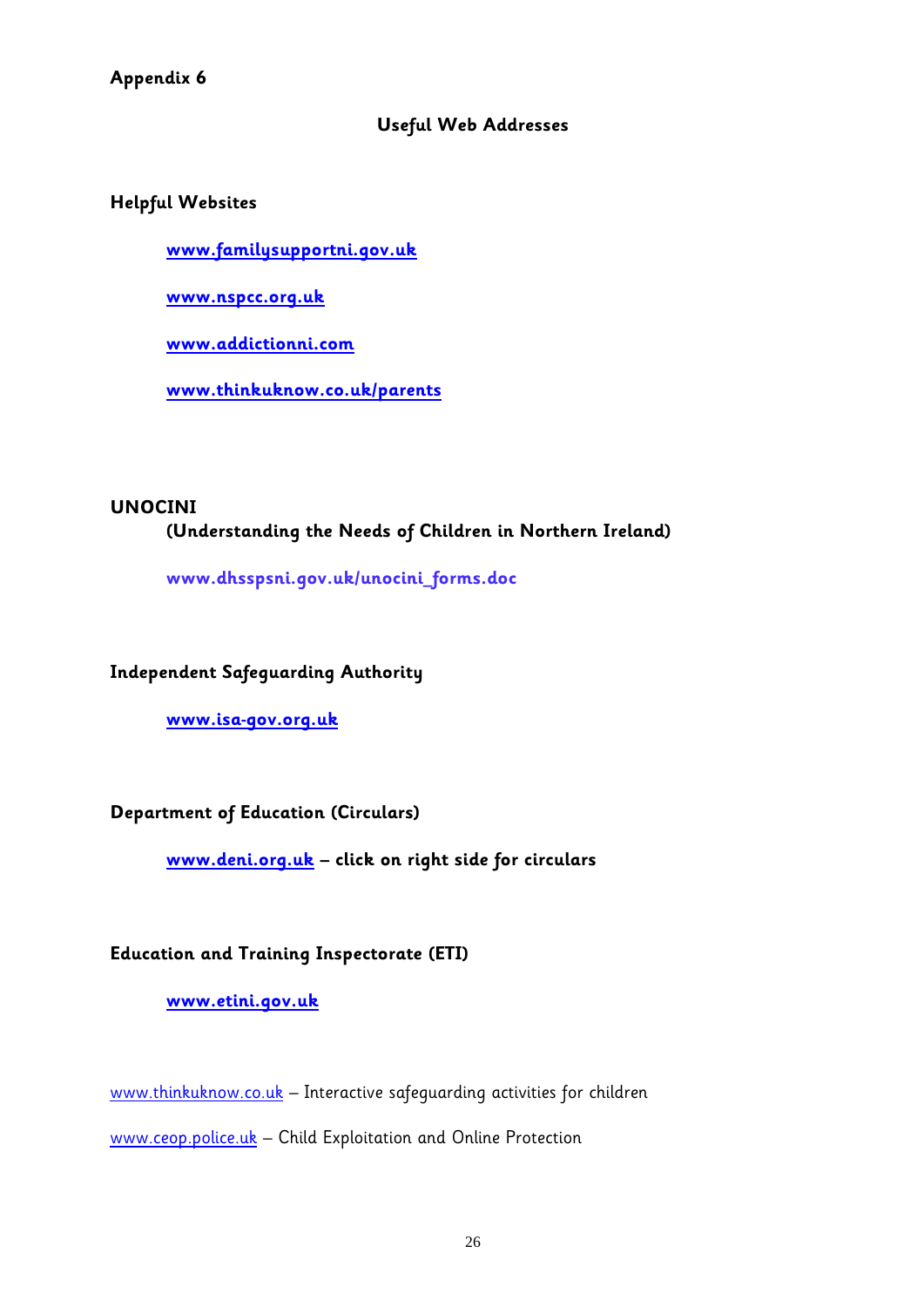**Appendix 6**

## Useful Web Addresses

**Helpful Websites**

**www.familysupportni.gov.uk**

**www.nspcc.org.uk**

**www.addictionni.com**

**www.thinkuknow.co.uk/parents**

**UNOCINI**
**(Understanding the Needs of Children in Northern Ireland)**

**www.dhsspsni.gov.uk/unocini_forms.doc**

**Independent Safeguarding Authority**

**www.isa-gov.org.uk**

**Department of Education (Circulars)**

**www.deni.org.uk – click on right side for circulars**

**Education and Training Inspectorate (ETI)**

**www.etini.gov.uk**

www.thinkuknow.co.uk – Interactive safeguarding activities for children

www.ceop.police.uk – Child Exploitation and Online Protection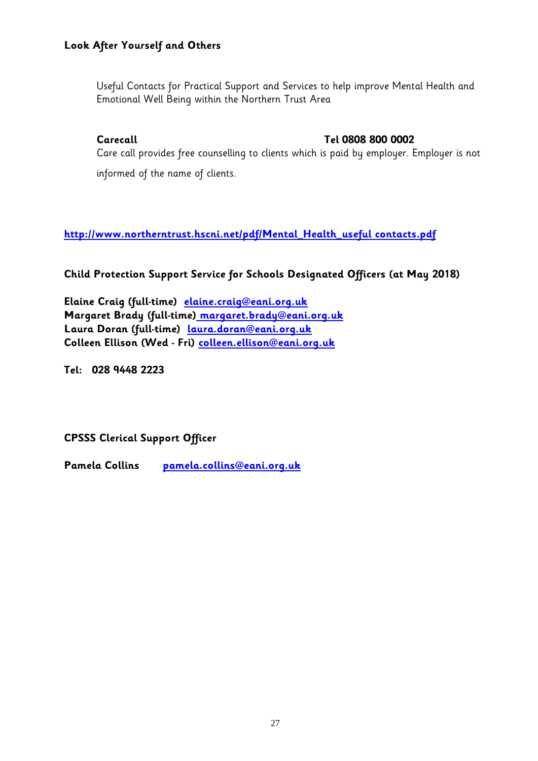**Look After Yourself and Others**

Useful Contacts for Practical Support and Services to help improve Mental Health and Emotional Well Being within the Northern Trust Area

**Carecall** **Tel 0808 800 0002**

Care call provides free counselling to clients which is paid by employer. Employer is not informed of the name of clients.

**http://www.northerntrust.hscni.net/pdf/Mental_Health_useful contacts.pdf**

**Child Protection Support Service for Schools Designated Officers (at May 2018)**

**Elaine Craig (full-time)** **elaine.craig@eani.org.uk**
**Margaret Brady (full-time)** **margaret.brady@eani.org.uk**
**Laura Doran (full-time)** **laura.doran@eani.org.uk**
**Colleen Ellison (Wed - Fri)** **colleen.ellison@eani.org.uk**

**Tel: 028 9448 2223**

**CPSSS Clerical Support Officer**

**Pamela Collins** **pamela.collins@eani.org.uk**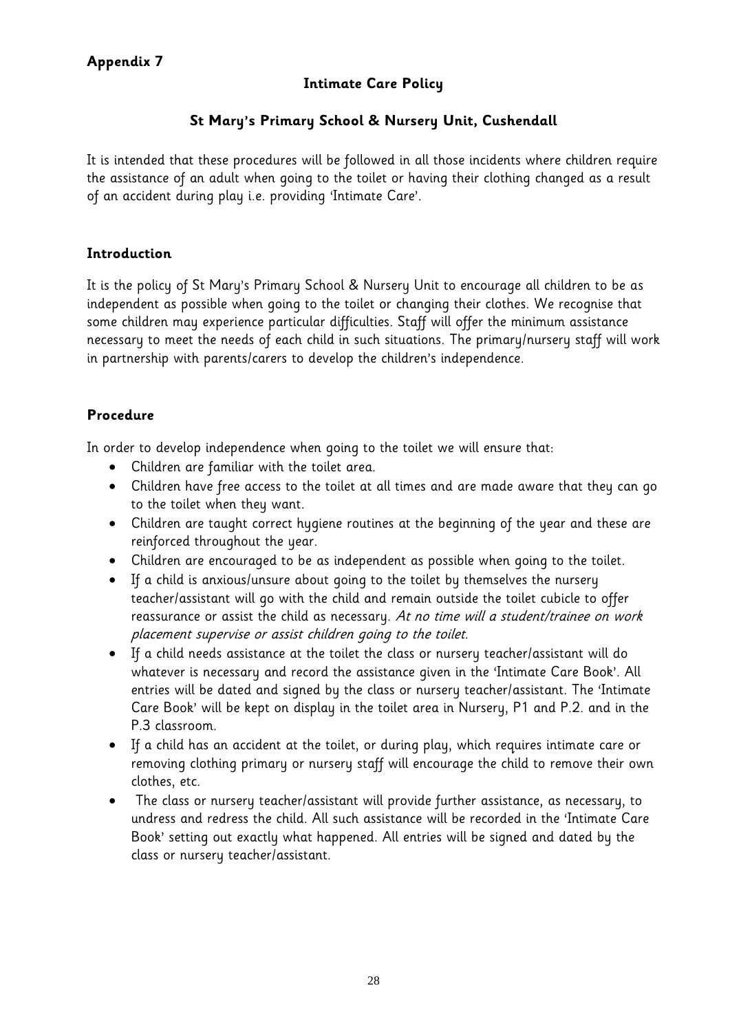**Appendix 7**

## Intimate Care Policy

## St Mary's Primary School & Nursery Unit, Cushendall

It is intended that these procedures will be followed in all those incidents where children require the assistance of an adult when going to the toilet or having their clothing changed as a result of an accident during play i.e. providing 'Intimate Care'.

### Introduction

It is the policy of St Mary's Primary School & Nursery Unit to encourage all children to be as independent as possible when going to the toilet or changing their clothes. We recognise that some children may experience particular difficulties. Staff will offer the minimum assistance necessary to meet the needs of each child in such situations. The primary/nursery staff will work in partnership with parents/carers to develop the children's independence.

### Procedure

In order to develop independence when going to the toilet we will ensure that:

- Children are familiar with the toilet area.
- Children have free access to the toilet at all times and are made aware that they can go to the toilet when they want.
- Children are taught correct hygiene routines at the beginning of the year and these are reinforced throughout the year.
- Children are encouraged to be as independent as possible when going to the toilet.
- If a child is anxious/unsure about going to the toilet by themselves the nursery teacher/assistant will go with the child and remain outside the toilet cubicle to offer reassurance or assist the child as necessary. *At no time will a student/trainee on work placement supervise or assist children going to the toilet.*
- If a child needs assistance at the toilet the class or nursery teacher/assistant will do whatever is necessary and record the assistance given in the 'Intimate Care Book'. All entries will be dated and signed by the class or nursery teacher/assistant. The 'Intimate Care Book' will be kept on display in the toilet area in Nursery, P1 and P.2. and in the P.3 classroom.
- If a child has an accident at the toilet, or during play, which requires intimate care or removing clothing primary or nursery staff will encourage the child to remove their own clothes, etc.
- The class or nursery teacher/assistant will provide further assistance, as necessary, to undress and redress the child. All such assistance will be recorded in the 'Intimate Care Book' setting out exactly what happened. All entries will be signed and dated by the class or nursery teacher/assistant.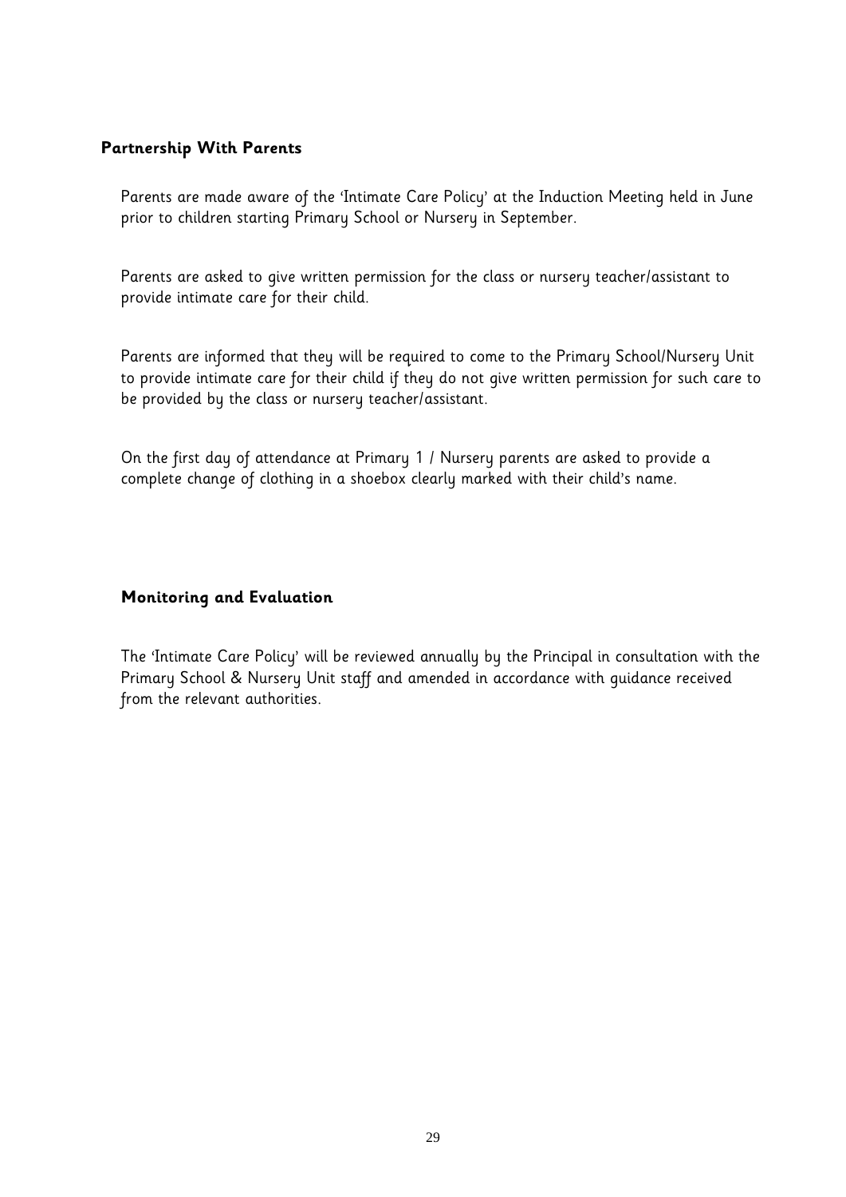## Partnership With Parents

Parents are made aware of the 'Intimate Care Policy' at the Induction Meeting held in June prior to children starting Primary School or Nursery in September.

Parents are asked to give written permission for the class or nursery teacher/assistant to provide intimate care for their child.

Parents are informed that they will be required to come to the Primary School/Nursery Unit to provide intimate care for their child if they do not give written permission for such care to be provided by the class or nursery teacher/assistant.

On the first day of attendance at Primary 1 / Nursery parents are asked to provide a complete change of clothing in a shoebox clearly marked with their child's name.

## Monitoring and Evaluation

The 'Intimate Care Policy' will be reviewed annually by the Principal in consultation with the Primary School & Nursery Unit staff and amended in accordance with guidance received from the relevant authorities.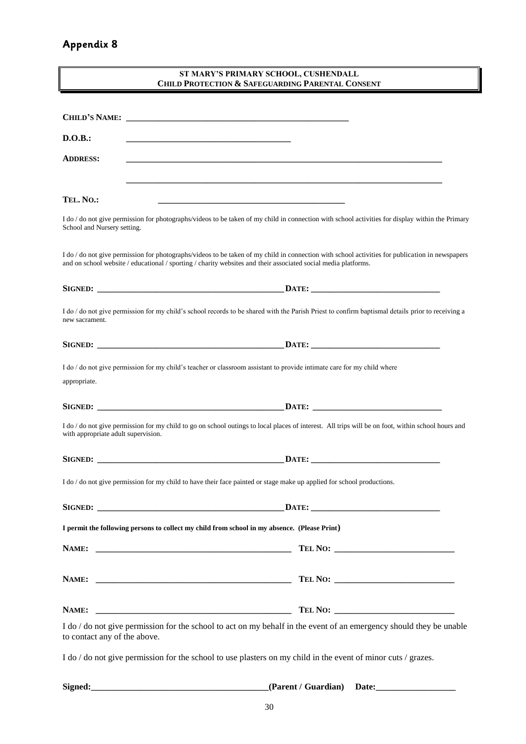## Appendix 8

**ST MARY'S PRIMARY SCHOOL, CUSHENDALL**
**CHILD PROTECTION & SAFEGUARDING PARENTAL CONSENT**

**CHILD'S NAME:** ____________________________________________________

**D.O.B.:** ______________________________________

**ADDRESS:** __________________________________________________________________________

__________________________________________________________________________

**TEL. NO.:** ____________________________________________

I do / do not give permission for photographs/videos to be taken of my child in connection with school activities for display within the Primary School and Nursery setting.

I do / do not give permission for photographs/videos to be taken of my child in connection with school activities for publication in newspapers and on school website / educational / sporting / charity websites and their associated social media platforms.

**SIGNED:** ____________________________________________ **DATE:** ______________________________

I do / do not give permission for my child's school records to be shared with the Parish Priest to confirm baptismal details prior to receiving a new sacrament.

**SIGNED:** ____________________________________________ **DATE:** ______________________________

I do / do not give permission for my child's teacher or classroom assistant to provide intimate care for my child where appropriate.

**SIGNED:** ____________________________________________ **DATE:** ______________________________

I do / do not give permission for my child to go on school outings to local places of interest. All trips will be on foot, within school hours and with appropriate adult supervision.

**SIGNED:** ____________________________________________ **DATE:** ______________________________

I do / do not give permission for my child to have their face painted or stage make up applied for school productions.

**SIGNED:** ____________________________________________ **DATE:** ______________________________

**I permit the following persons to collect my child from school in my absence. (Please Print)**

**NAME:** ______________________________________________ **TEL NO:** ___________________________

**NAME:** ______________________________________________ **TEL NO:** ___________________________

**NAME:** ______________________________________________ **TEL NO:** ___________________________

I do / do not give permission for the school to act on my behalf in the event of an emergency should they be unable to contact any of the above.

I do / do not give permission for the school to use plasters on my child in the event of minor cuts / grazes.

**Signed:**________________________________________**(Parent / Guardian) Date:**__________________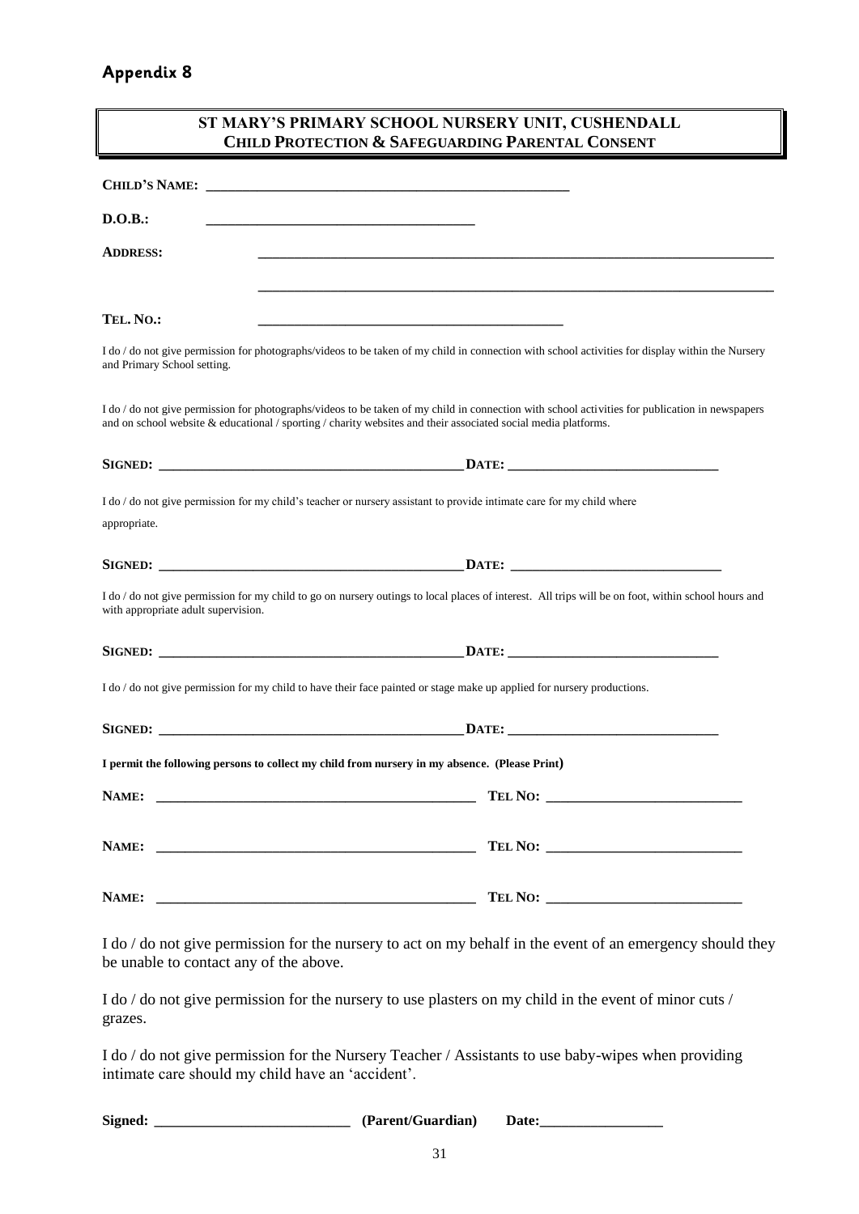# Appendix 8

**ST MARY'S PRIMARY SCHOOL NURSERY UNIT, CUSHENDALL**
**CHILD PROTECTION & SAFEGUARDING PARENTAL CONSENT**

**CHILD'S NAME:** ______________________________________________

**D.O.B.:** ___________________________________

**ADDRESS:** ________________________________________________________________________

________________________________________________________________________

**TEL. NO.:** _________________________________________

I do / do not give permission for photographs/videos to be taken of my child in connection with school activities for display within the Nursery and Primary School setting.

I do / do not give permission for photographs/videos to be taken of my child in connection with school activities for publication in newspapers and on school website & educational / sporting / charity websites and their associated social media platforms.

**SIGNED:** _____________________________________________ **DATE:** ______________________________

I do / do not give permission for my child's teacher or nursery assistant to provide intimate care for my child where appropriate.

**SIGNED:** _____________________________________________ **DATE:** ______________________________

I do / do not give permission for my child to go on nursery outings to local places of interest. All trips will be on foot, within school hours and with appropriate adult supervision.

**SIGNED:** _____________________________________________ **DATE:** ______________________________

I do / do not give permission for my child to have their face painted or stage make up applied for nursery productions.

**SIGNED:** _____________________________________________ **DATE:** ______________________________

**I permit the following persons to collect my child from nursery in my absence. (Please Print)**

**NAME:** _____________________________________________ **TEL NO:** ___________________________

**NAME:** _____________________________________________ **TEL NO:** ___________________________

**NAME:** _____________________________________________ **TEL NO:** ___________________________

I do / do not give permission for the nursery to act on my behalf in the event of an emergency should they be unable to contact any of the above.

I do / do not give permission for the nursery to use plasters on my child in the event of minor cuts / grazes.

I do / do not give permission for the Nursery Teacher / Assistants to use baby-wipes when providing intimate care should my child have an 'accident'.

**Signed:** __________________________ **(Parent/Guardian)** **Date:**________________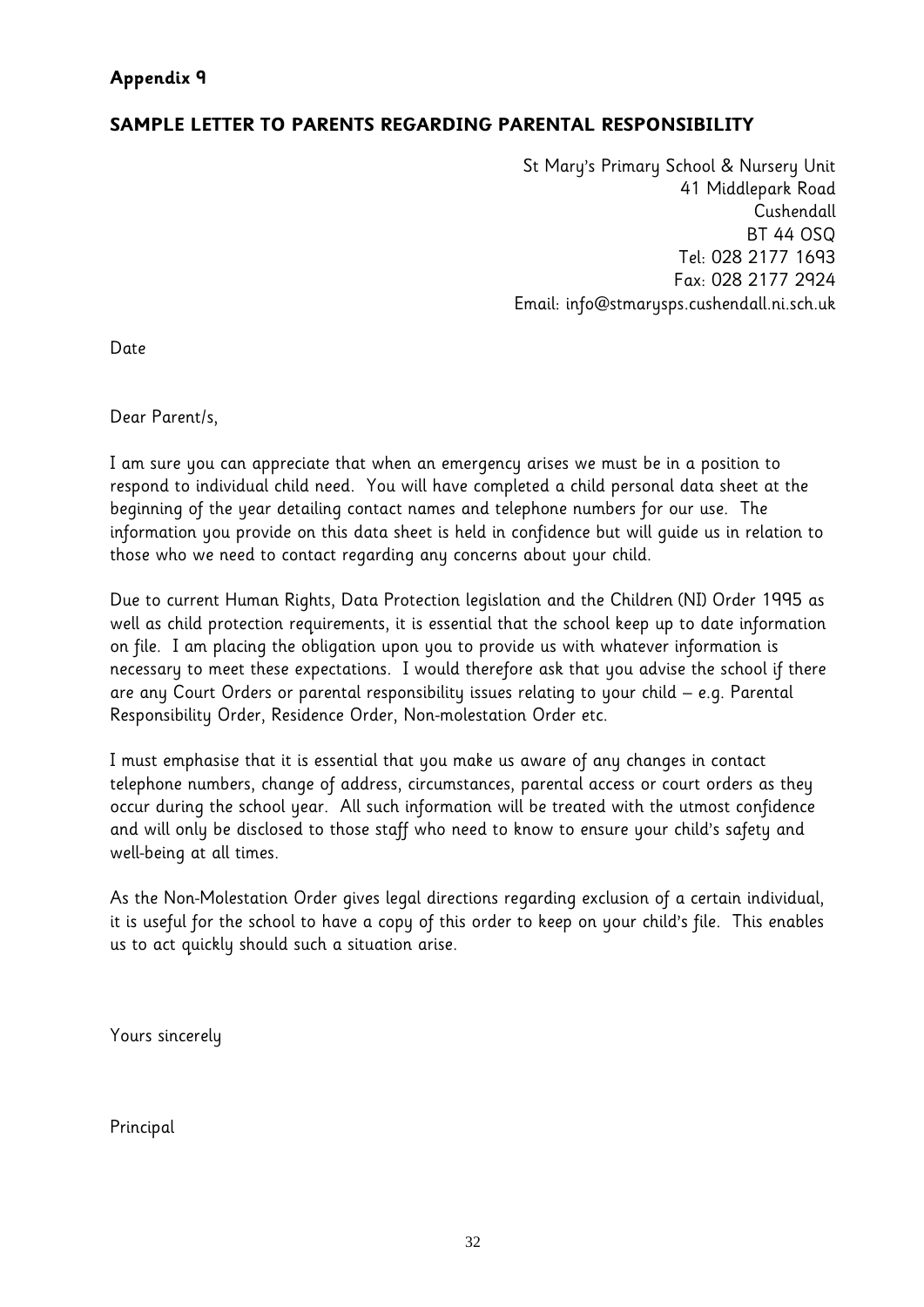**Appendix 9**

## SAMPLE LETTER TO PARENTS REGARDING PARENTAL RESPONSIBILITY

St Mary's Primary School & Nursery Unit
41 Middlepark Road
Cushendall
BT 44 0SQ
Tel: 028 2177 1693
Fax: 028 2177 2924
Email: info@stmarysps.cushendall.ni.sch.uk

Date

Dear Parent/s,

I am sure you can appreciate that when an emergency arises we must be in a position to respond to individual child need. You will have completed a child personal data sheet at the beginning of the year detailing contact names and telephone numbers for our use. The information you provide on this data sheet is held in confidence but will guide us in relation to those who we need to contact regarding any concerns about your child.

Due to current Human Rights, Data Protection legislation and the Children (NI) Order 1995 as well as child protection requirements, it is essential that the school keep up to date information on file. I am placing the obligation upon you to provide us with whatever information is necessary to meet these expectations. I would therefore ask that you advise the school if there are any Court Orders or parental responsibility issues relating to your child – e.g. Parental Responsibility Order, Residence Order, Non-molestation Order etc.

I must emphasise that it is essential that you make us aware of any changes in contact telephone numbers, change of address, circumstances, parental access or court orders as they occur during the school year. All such information will be treated with the utmost confidence and will only be disclosed to those staff who need to know to ensure your child's safety and well-being at all times.

As the Non-Molestation Order gives legal directions regarding exclusion of a certain individual, it is useful for the school to have a copy of this order to keep on your child's file. This enables us to act quickly should such a situation arise.

Yours sincerely

Principal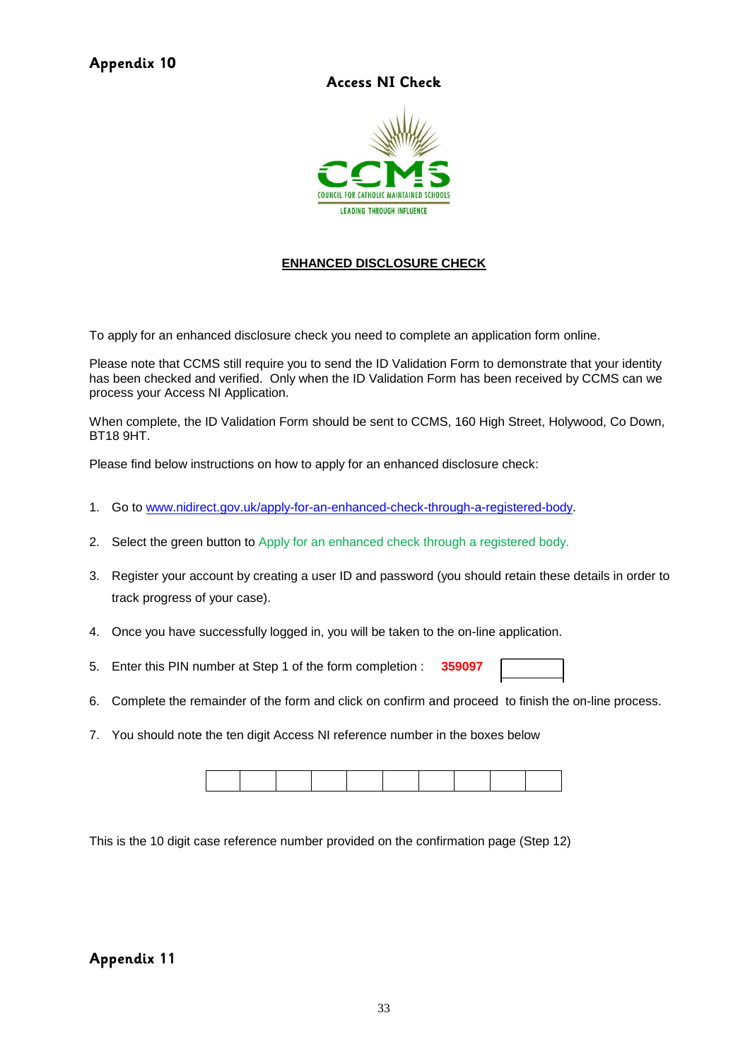# Appendix 10

## Access NI Check

CCMS
COUNCIL FOR CATHOLIC MAINTAINED SCHOOLS
LEADING THROUGH INFLUENCE

**ENHANCED DISCLOSURE CHECK**

To apply for an enhanced disclosure check you need to complete an application form online.

Please note that CCMS still require you to send the ID Validation Form to demonstrate that your identity has been checked and verified. Only when the ID Validation Form has been received by CCMS can we process your Access NI Application.

When complete, the ID Validation Form should be sent to CCMS, 160 High Street, Holywood, Co Down, BT18 9HT.

Please find below instructions on how to apply for an enhanced disclosure check:

1. Go to www.nidirect.gov.uk/apply-for-an-enhanced-check-through-a-registered-body.
2. Select the green button to Apply for an enhanced check through a registered body.
3. Register your account by creating a user ID and password (you should retain these details in order to track progress of your case).
4. Once you have successfully logged in, you will be taken to the on-line application.
5. Enter this PIN number at Step 1 of the form completion : **359097** ☐
6. Complete the remainder of the form and click on confirm and proceed to finish the on-line process.
7. You should note the ten digit Access NI reference number in the boxes below

| | | | | | | | | | |
|---|---|---|---|---|---|---|---|---|---|
| | | | | | | | | | |

This is the 10 digit case reference number provided on the confirmation page (Step 12)

# Appendix 11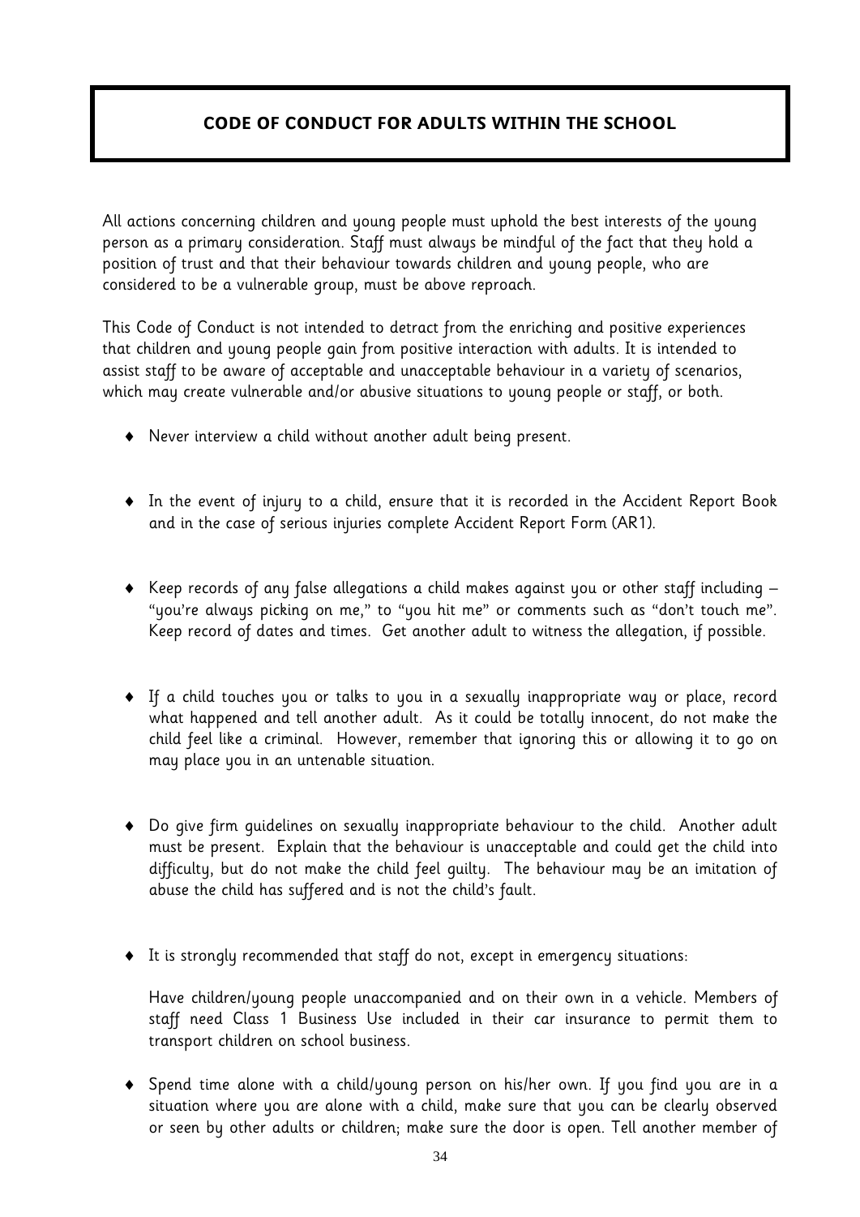# CODE OF CONDUCT FOR ADULTS WITHIN THE SCHOOL

All actions concerning children and young people must uphold the best interests of the young person as a primary consideration. Staff must always be mindful of the fact that they hold a position of trust and that their behaviour towards children and young people, who are considered to be a vulnerable group, must be above reproach.

This Code of Conduct is not intended to detract from the enriching and positive experiences that children and young people gain from positive interaction with adults. It is intended to assist staff to be aware of acceptable and unacceptable behaviour in a variety of scenarios, which may create vulnerable and/or abusive situations to young people or staff, or both.

- Never interview a child without another adult being present.

- In the event of injury to a child, ensure that it is recorded in the Accident Report Book and in the case of serious injuries complete Accident Report Form (AR1).

- Keep records of any false allegations a child makes against you or other staff including – "you're always picking on me," to "you hit me" or comments such as "don't touch me". Keep record of dates and times. Get another adult to witness the allegation, if possible.

- If a child touches you or talks to you in a sexually inappropriate way or place, record what happened and tell another adult. As it could be totally innocent, do not make the child feel like a criminal. However, remember that ignoring this or allowing it to go on may place you in an untenable situation.

- Do give firm guidelines on sexually inappropriate behaviour to the child. Another adult must be present. Explain that the behaviour is unacceptable and could get the child into difficulty, but do not make the child feel guilty. The behaviour may be an imitation of abuse the child has suffered and is not the child's fault.

- It is strongly recommended that staff do not, except in emergency situations:

  Have children/young people unaccompanied and on their own in a vehicle. Members of staff need Class 1 Business Use included in their car insurance to permit them to transport children on school business.

- Spend time alone with a child/young person on his/her own. If you find you are in a situation where you are alone with a child, make sure that you can be clearly observed or seen by other adults or children; make sure the door is open. Tell another member of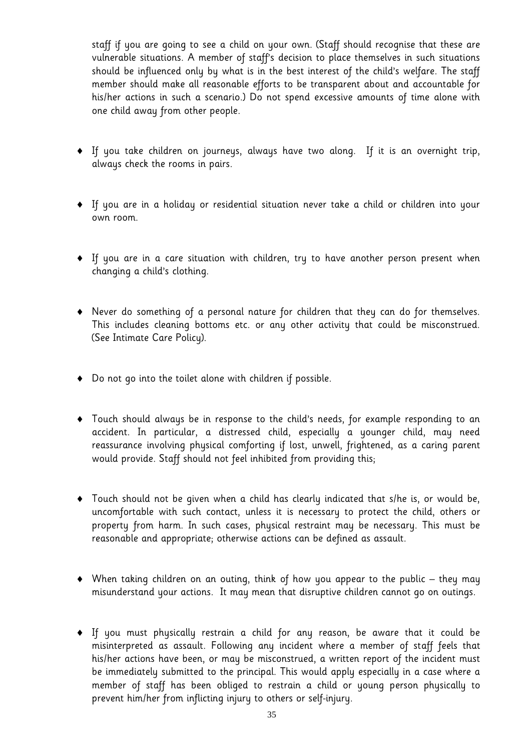staff if you are going to see a child on your own. (Staff should recognise that these are vulnerable situations. A member of staff's decision to place themselves in such situations should be influenced only by what is in the best interest of the child's welfare. The staff member should make all reasonable efforts to be transparent about and accountable for his/her actions in such a scenario.) Do not spend excessive amounts of time alone with one child away from other people.

- If you take children on journeys, always have two along. If it is an overnight trip, always check the rooms in pairs.

- If you are in a holiday or residential situation never take a child or children into your own room.

- If you are in a care situation with children, try to have another person present when changing a child's clothing.

- Never do something of a personal nature for children that they can do for themselves. This includes cleaning bottoms etc. or any other activity that could be misconstrued. (See Intimate Care Policy).

- Do not go into the toilet alone with children if possible.

- Touch should always be in response to the child's needs, for example responding to an accident. In particular, a distressed child, especially a younger child, may need reassurance involving physical comforting if lost, unwell, frightened, as a caring parent would provide. Staff should not feel inhibited from providing this;

- Touch should not be given when a child has clearly indicated that s/he is, or would be, uncomfortable with such contact, unless it is necessary to protect the child, others or property from harm. In such cases, physical restraint may be necessary. This must be reasonable and appropriate; otherwise actions can be defined as assault.

- When taking children on an outing, think of how you appear to the public – they may misunderstand your actions. It may mean that disruptive children cannot go on outings.

- If you must physically restrain a child for any reason, be aware that it could be misinterpreted as assault. Following any incident where a member of staff feels that his/her actions have been, or may be misconstrued, a written report of the incident must be immediately submitted to the principal. This would apply especially in a case where a member of staff has been obliged to restrain a child or young person physically to prevent him/her from inflicting injury to others or self-injury.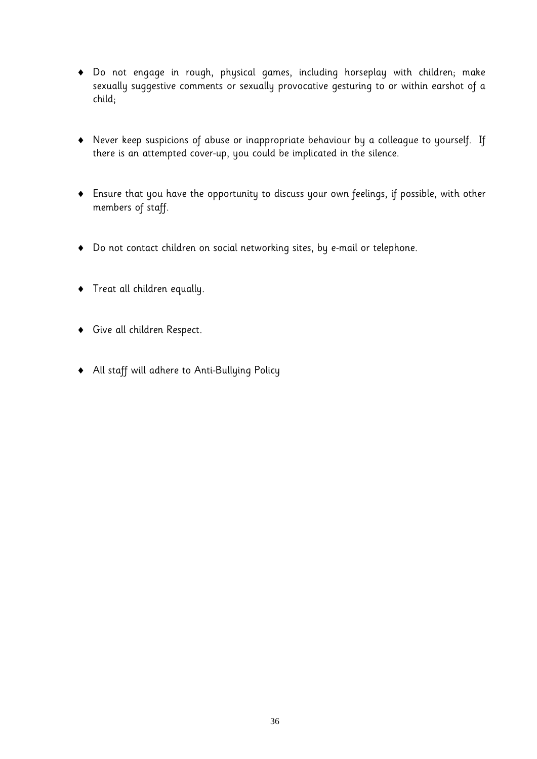- Do not engage in rough, physical games, including horseplay with children; make sexually suggestive comments or sexually provocative gesturing to or within earshot of a child;

- Never keep suspicions of abuse or inappropriate behaviour by a colleague to yourself. If there is an attempted cover-up, you could be implicated in the silence.

- Ensure that you have the opportunity to discuss your own feelings, if possible, with other members of staff.

- Do not contact children on social networking sites, by e-mail or telephone.

- Treat all children equally.

- Give all children Respect.

- All staff will adhere to Anti-Bullying Policy